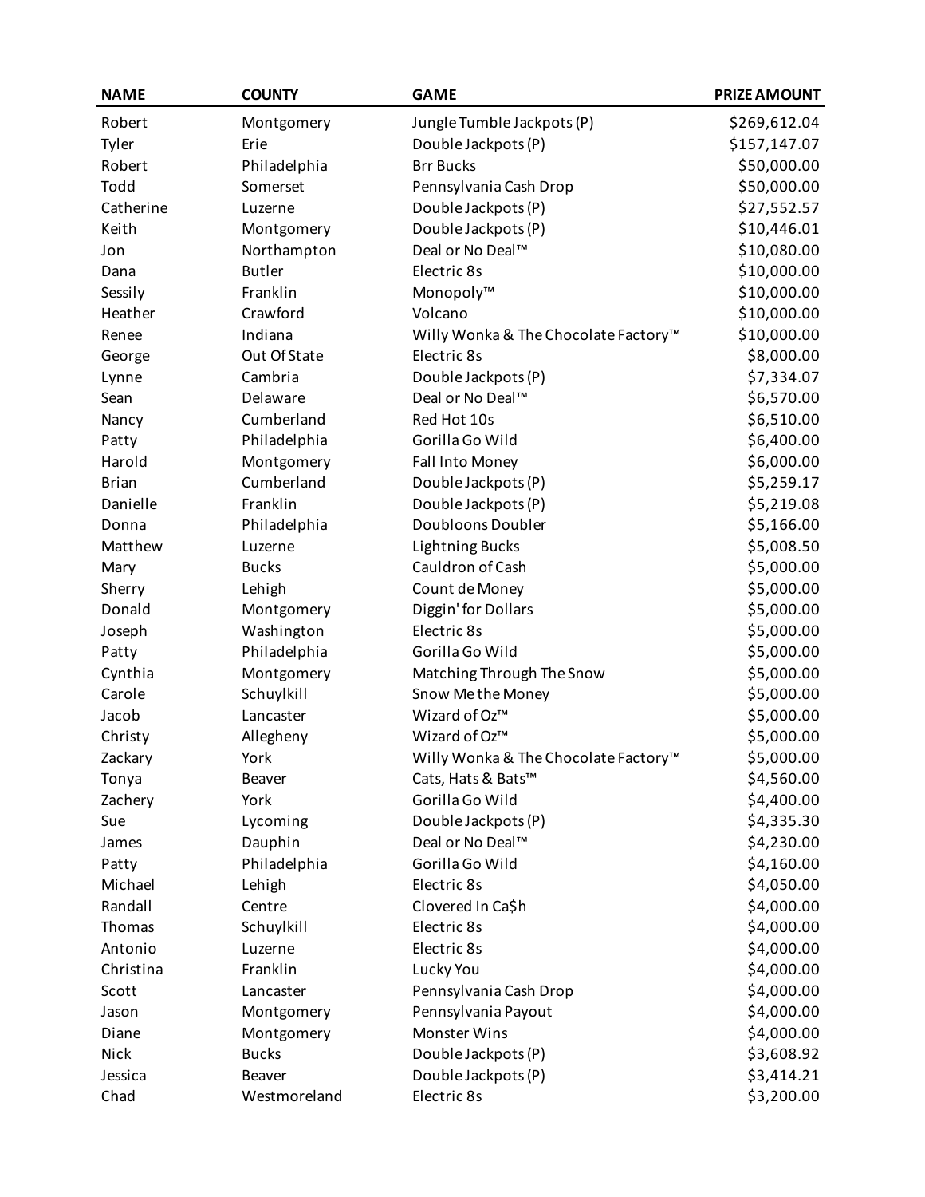| NAME | COUNTY | GAME | PRIZE AMOUNT |
|---|---|---|---|
| Robert | Montgomery | Jungle Tumble Jackpots (P) | $269,612.04 |
| Tyler | Erie | Double Jackpots (P) | $157,147.07 |
| Robert | Philadelphia | Brr Bucks | $50,000.00 |
| Todd | Somerset | Pennsylvania Cash Drop | $50,000.00 |
| Catherine | Luzerne | Double Jackpots (P) | $27,552.57 |
| Keith | Montgomery | Double Jackpots (P) | $10,446.01 |
| Jon | Northampton | Deal or No Deal™ | $10,080.00 |
| Dana | Butler | Electric 8s | $10,000.00 |
| Sessily | Franklin | Monopoly™ | $10,000.00 |
| Heather | Crawford | Volcano | $10,000.00 |
| Renee | Indiana | Willy Wonka & The Chocolate Factory™ | $10,000.00 |
| George | Out Of State | Electric 8s | $8,000.00 |
| Lynne | Cambria | Double Jackpots (P) | $7,334.07 |
| Sean | Delaware | Deal or No Deal™ | $6,570.00 |
| Nancy | Cumberland | Red Hot 10s | $6,510.00 |
| Patty | Philadelphia | Gorilla Go Wild | $6,400.00 |
| Harold | Montgomery | Fall Into Money | $6,000.00 |
| Brian | Cumberland | Double Jackpots (P) | $5,259.17 |
| Danielle | Franklin | Double Jackpots (P) | $5,219.08 |
| Donna | Philadelphia | Doubloons Doubler | $5,166.00 |
| Matthew | Luzerne | Lightning Bucks | $5,008.50 |
| Mary | Bucks | Cauldron of Cash | $5,000.00 |
| Sherry | Lehigh | Count de Money | $5,000.00 |
| Donald | Montgomery | Diggin' for Dollars | $5,000.00 |
| Joseph | Washington | Electric 8s | $5,000.00 |
| Patty | Philadelphia | Gorilla Go Wild | $5,000.00 |
| Cynthia | Montgomery | Matching Through The Snow | $5,000.00 |
| Carole | Schuylkill | Snow Me the Money | $5,000.00 |
| Jacob | Lancaster | Wizard of Oz™ | $5,000.00 |
| Christy | Allegheny | Wizard of Oz™ | $5,000.00 |
| Zackary | York | Willy Wonka & The Chocolate Factory™ | $5,000.00 |
| Tonya | Beaver | Cats, Hats & Bats™ | $4,560.00 |
| Zachery | York | Gorilla Go Wild | $4,400.00 |
| Sue | Lycoming | Double Jackpots (P) | $4,335.30 |
| James | Dauphin | Deal or No Deal™ | $4,230.00 |
| Patty | Philadelphia | Gorilla Go Wild | $4,160.00 |
| Michael | Lehigh | Electric 8s | $4,050.00 |
| Randall | Centre | Clovered In Ca$h | $4,000.00 |
| Thomas | Schuylkill | Electric 8s | $4,000.00 |
| Antonio | Luzerne | Electric 8s | $4,000.00 |
| Christina | Franklin | Lucky You | $4,000.00 |
| Scott | Lancaster | Pennsylvania Cash Drop | $4,000.00 |
| Jason | Montgomery | Pennsylvania Payout | $4,000.00 |
| Diane | Montgomery | Monster Wins | $4,000.00 |
| Nick | Bucks | Double Jackpots (P) | $3,608.92 |
| Jessica | Beaver | Double Jackpots (P) | $3,414.21 |
| Chad | Westmoreland | Electric 8s | $3,200.00 |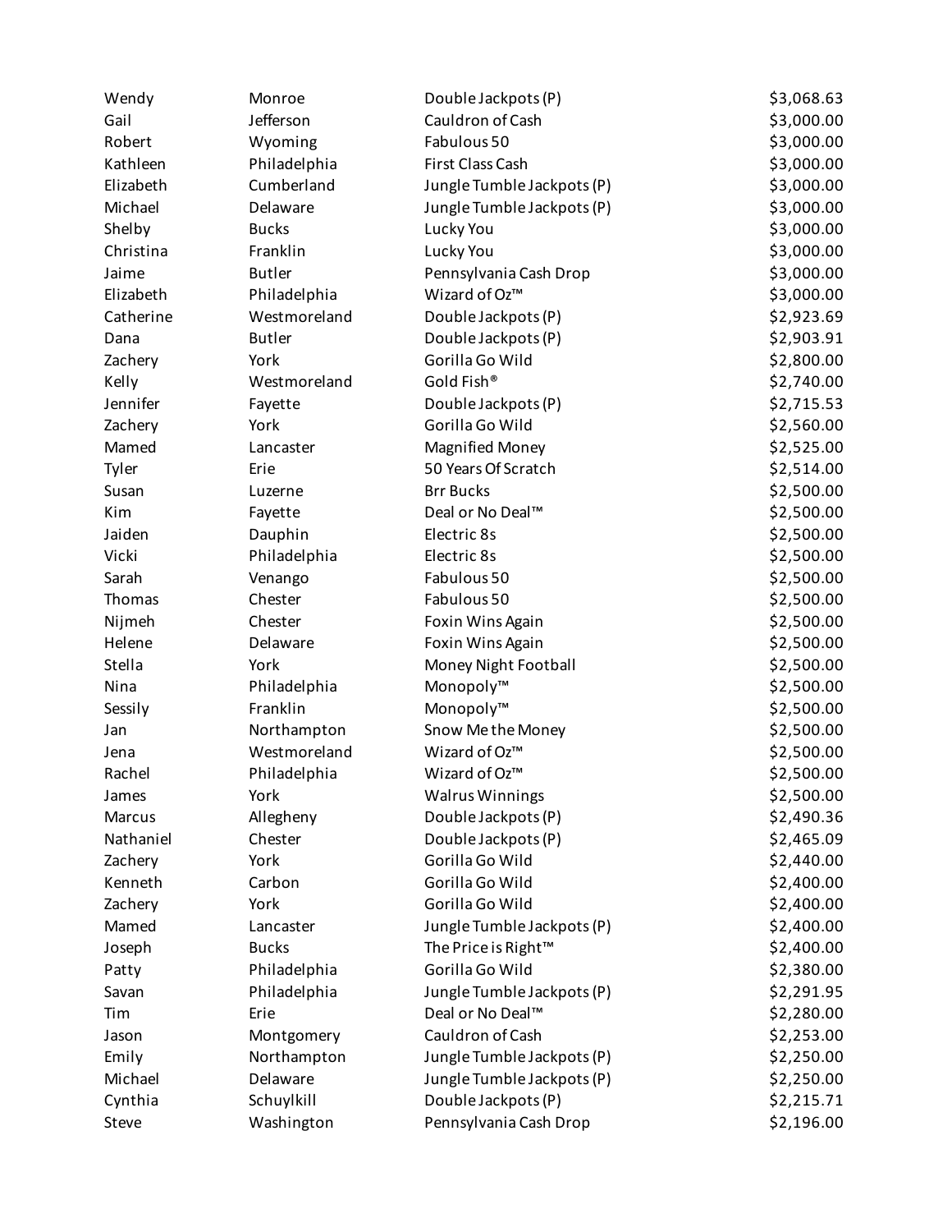| | | | |
|---|---|---|---|
| Wendy | Monroe | Double Jackpots (P) | $3,068.63 |
| Gail | Jefferson | Cauldron of Cash | $3,000.00 |
| Robert | Wyoming | Fabulous 50 | $3,000.00 |
| Kathleen | Philadelphia | First Class Cash | $3,000.00 |
| Elizabeth | Cumberland | Jungle Tumble Jackpots (P) | $3,000.00 |
| Michael | Delaware | Jungle Tumble Jackpots (P) | $3,000.00 |
| Shelby | Bucks | Lucky You | $3,000.00 |
| Christina | Franklin | Lucky You | $3,000.00 |
| Jaime | Butler | Pennsylvania Cash Drop | $3,000.00 |
| Elizabeth | Philadelphia | Wizard of Oz™ | $3,000.00 |
| Catherine | Westmoreland | Double Jackpots (P) | $2,923.69 |
| Dana | Butler | Double Jackpots (P) | $2,903.91 |
| Zachery | York | Gorilla Go Wild | $2,800.00 |
| Kelly | Westmoreland | Gold Fish® | $2,740.00 |
| Jennifer | Fayette | Double Jackpots (P) | $2,715.53 |
| Zachery | York | Gorilla Go Wild | $2,560.00 |
| Mamed | Lancaster | Magnified Money | $2,525.00 |
| Tyler | Erie | 50 Years Of Scratch | $2,514.00 |
| Susan | Luzerne | Brr Bucks | $2,500.00 |
| Kim | Fayette | Deal or No Deal™ | $2,500.00 |
| Jaiden | Dauphin | Electric 8s | $2,500.00 |
| Vicki | Philadelphia | Electric 8s | $2,500.00 |
| Sarah | Venango | Fabulous 50 | $2,500.00 |
| Thomas | Chester | Fabulous 50 | $2,500.00 |
| Nijmeh | Chester | Foxin Wins Again | $2,500.00 |
| Helene | Delaware | Foxin Wins Again | $2,500.00 |
| Stella | York | Money Night Football | $2,500.00 |
| Nina | Philadelphia | Monopoly™ | $2,500.00 |
| Sessily | Franklin | Monopoly™ | $2,500.00 |
| Jan | Northampton | Snow Me the Money | $2,500.00 |
| Jena | Westmoreland | Wizard of Oz™ | $2,500.00 |
| Rachel | Philadelphia | Wizard of Oz™ | $2,500.00 |
| James | York | Walrus Winnings | $2,500.00 |
| Marcus | Allegheny | Double Jackpots (P) | $2,490.36 |
| Nathaniel | Chester | Double Jackpots (P) | $2,465.09 |
| Zachery | York | Gorilla Go Wild | $2,440.00 |
| Kenneth | Carbon | Gorilla Go Wild | $2,400.00 |
| Zachery | York | Gorilla Go Wild | $2,400.00 |
| Mamed | Lancaster | Jungle Tumble Jackpots (P) | $2,400.00 |
| Joseph | Bucks | The Price is Right™ | $2,400.00 |
| Patty | Philadelphia | Gorilla Go Wild | $2,380.00 |
| Savan | Philadelphia | Jungle Tumble Jackpots (P) | $2,291.95 |
| Tim | Erie | Deal or No Deal™ | $2,280.00 |
| Jason | Montgomery | Cauldron of Cash | $2,253.00 |
| Emily | Northampton | Jungle Tumble Jackpots (P) | $2,250.00 |
| Michael | Delaware | Jungle Tumble Jackpots (P) | $2,250.00 |
| Cynthia | Schuylkill | Double Jackpots (P) | $2,215.71 |
| Steve | Washington | Pennsylvania Cash Drop | $2,196.00 |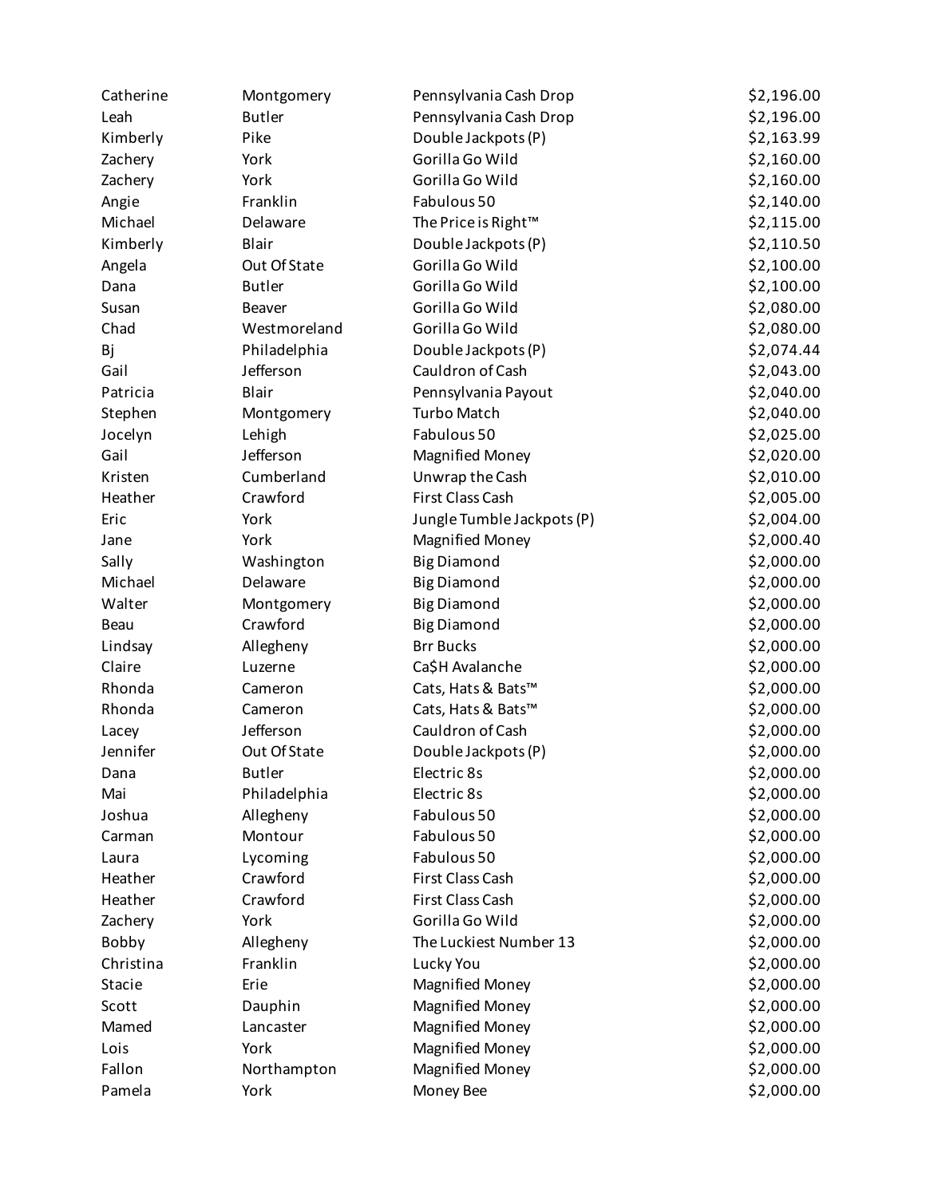| | | | |
|---|---|---|---|
| Catherine | Montgomery | Pennsylvania Cash Drop | $2,196.00 |
| Leah | Butler | Pennsylvania Cash Drop | $2,196.00 |
| Kimberly | Pike | Double Jackpots (P) | $2,163.99 |
| Zachery | York | Gorilla Go Wild | $2,160.00 |
| Zachery | York | Gorilla Go Wild | $2,160.00 |
| Angie | Franklin | Fabulous 50 | $2,140.00 |
| Michael | Delaware | The Price is Right™ | $2,115.00 |
| Kimberly | Blair | Double Jackpots (P) | $2,110.50 |
| Angela | Out Of State | Gorilla Go Wild | $2,100.00 |
| Dana | Butler | Gorilla Go Wild | $2,100.00 |
| Susan | Beaver | Gorilla Go Wild | $2,080.00 |
| Chad | Westmoreland | Gorilla Go Wild | $2,080.00 |
| Bj | Philadelphia | Double Jackpots (P) | $2,074.44 |
| Gail | Jefferson | Cauldron of Cash | $2,043.00 |
| Patricia | Blair | Pennsylvania Payout | $2,040.00 |
| Stephen | Montgomery | Turbo Match | $2,040.00 |
| Jocelyn | Lehigh | Fabulous 50 | $2,025.00 |
| Gail | Jefferson | Magnified Money | $2,020.00 |
| Kristen | Cumberland | Unwrap the Cash | $2,010.00 |
| Heather | Crawford | First Class Cash | $2,005.00 |
| Eric | York | Jungle Tumble Jackpots (P) | $2,004.00 |
| Jane | York | Magnified Money | $2,000.40 |
| Sally | Washington | Big Diamond | $2,000.00 |
| Michael | Delaware | Big Diamond | $2,000.00 |
| Walter | Montgomery | Big Diamond | $2,000.00 |
| Beau | Crawford | Big Diamond | $2,000.00 |
| Lindsay | Allegheny | Brr Bucks | $2,000.00 |
| Claire | Luzerne | Ca$H Avalanche | $2,000.00 |
| Rhonda | Cameron | Cats, Hats & Bats™ | $2,000.00 |
| Rhonda | Cameron | Cats, Hats & Bats™ | $2,000.00 |
| Lacey | Jefferson | Cauldron of Cash | $2,000.00 |
| Jennifer | Out Of State | Double Jackpots (P) | $2,000.00 |
| Dana | Butler | Electric 8s | $2,000.00 |
| Mai | Philadelphia | Electric 8s | $2,000.00 |
| Joshua | Allegheny | Fabulous 50 | $2,000.00 |
| Carman | Montour | Fabulous 50 | $2,000.00 |
| Laura | Lycoming | Fabulous 50 | $2,000.00 |
| Heather | Crawford | First Class Cash | $2,000.00 |
| Heather | Crawford | First Class Cash | $2,000.00 |
| Zachery | York | Gorilla Go Wild | $2,000.00 |
| Bobby | Allegheny | The Luckiest Number 13 | $2,000.00 |
| Christina | Franklin | Lucky You | $2,000.00 |
| Stacie | Erie | Magnified Money | $2,000.00 |
| Scott | Dauphin | Magnified Money | $2,000.00 |
| Mamed | Lancaster | Magnified Money | $2,000.00 |
| Lois | York | Magnified Money | $2,000.00 |
| Fallon | Northampton | Magnified Money | $2,000.00 |
| Pamela | York | Money Bee | $2,000.00 |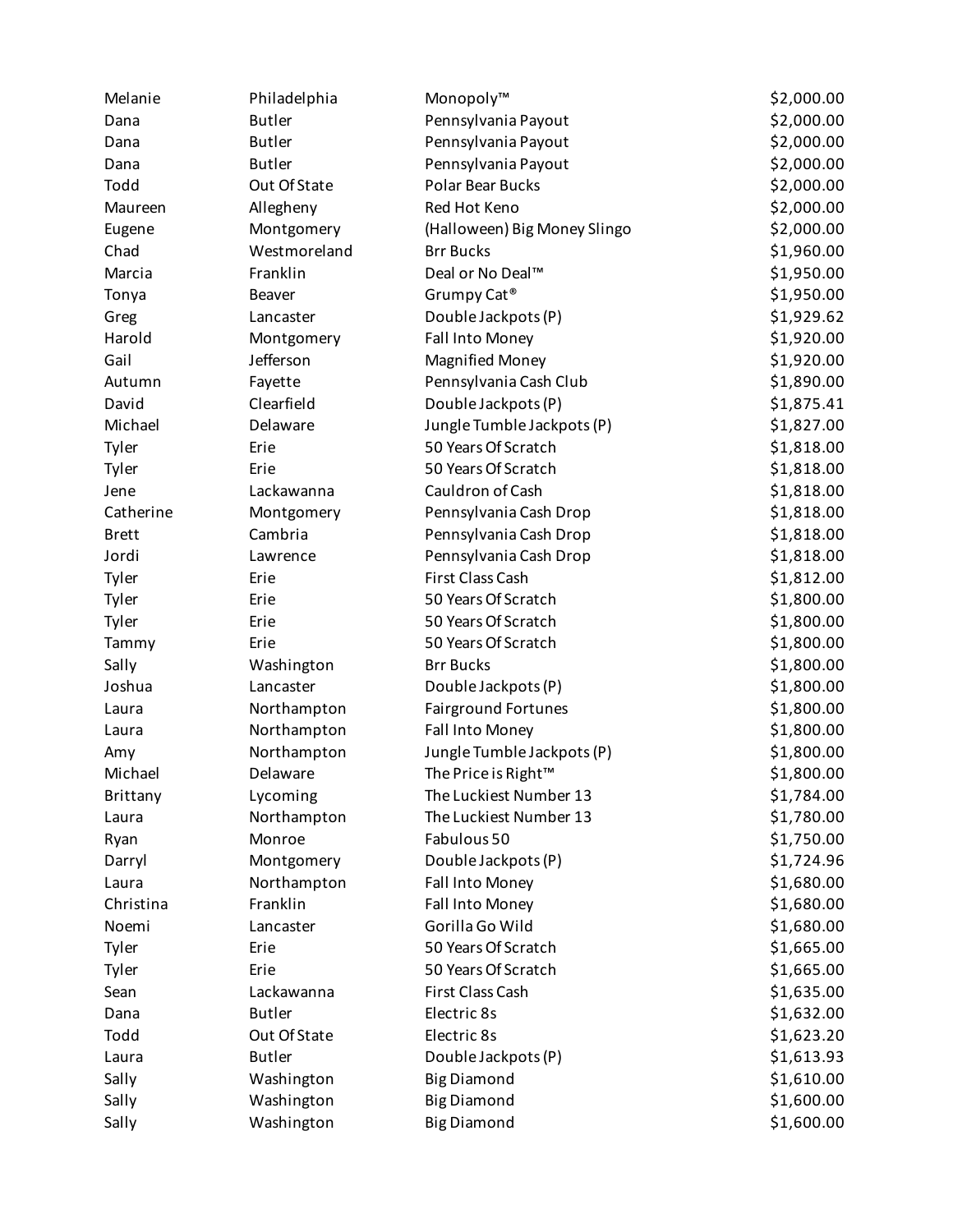| | | | |
|---|---|---|---|
| Melanie | Philadelphia | Monopoly™ | $2,000.00 |
| Dana | Butler | Pennsylvania Payout | $2,000.00 |
| Dana | Butler | Pennsylvania Payout | $2,000.00 |
| Dana | Butler | Pennsylvania Payout | $2,000.00 |
| Todd | Out Of State | Polar Bear Bucks | $2,000.00 |
| Maureen | Allegheny | Red Hot Keno | $2,000.00 |
| Eugene | Montgomery | (Halloween) Big Money Slingo | $2,000.00 |
| Chad | Westmoreland | Brr Bucks | $1,960.00 |
| Marcia | Franklin | Deal or No Deal™ | $1,950.00 |
| Tonya | Beaver | Grumpy Cat® | $1,950.00 |
| Greg | Lancaster | Double Jackpots (P) | $1,929.62 |
| Harold | Montgomery | Fall Into Money | $1,920.00 |
| Gail | Jefferson | Magnified Money | $1,920.00 |
| Autumn | Fayette | Pennsylvania Cash Club | $1,890.00 |
| David | Clearfield | Double Jackpots (P) | $1,875.41 |
| Michael | Delaware | Jungle Tumble Jackpots (P) | $1,827.00 |
| Tyler | Erie | 50 Years Of Scratch | $1,818.00 |
| Tyler | Erie | 50 Years Of Scratch | $1,818.00 |
| Jene | Lackawanna | Cauldron of Cash | $1,818.00 |
| Catherine | Montgomery | Pennsylvania Cash Drop | $1,818.00 |
| Brett | Cambria | Pennsylvania Cash Drop | $1,818.00 |
| Jordi | Lawrence | Pennsylvania Cash Drop | $1,818.00 |
| Tyler | Erie | First Class Cash | $1,812.00 |
| Tyler | Erie | 50 Years Of Scratch | $1,800.00 |
| Tyler | Erie | 50 Years Of Scratch | $1,800.00 |
| Tammy | Erie | 50 Years Of Scratch | $1,800.00 |
| Sally | Washington | Brr Bucks | $1,800.00 |
| Joshua | Lancaster | Double Jackpots (P) | $1,800.00 |
| Laura | Northampton | Fairground Fortunes | $1,800.00 |
| Laura | Northampton | Fall Into Money | $1,800.00 |
| Amy | Northampton | Jungle Tumble Jackpots (P) | $1,800.00 |
| Michael | Delaware | The Price is Right™ | $1,800.00 |
| Brittany | Lycoming | The Luckiest Number 13 | $1,784.00 |
| Laura | Northampton | The Luckiest Number 13 | $1,780.00 |
| Ryan | Monroe | Fabulous 50 | $1,750.00 |
| Darryl | Montgomery | Double Jackpots (P) | $1,724.96 |
| Laura | Northampton | Fall Into Money | $1,680.00 |
| Christina | Franklin | Fall Into Money | $1,680.00 |
| Noemi | Lancaster | Gorilla Go Wild | $1,680.00 |
| Tyler | Erie | 50 Years Of Scratch | $1,665.00 |
| Tyler | Erie | 50 Years Of Scratch | $1,665.00 |
| Sean | Lackawanna | First Class Cash | $1,635.00 |
| Dana | Butler | Electric 8s | $1,632.00 |
| Todd | Out Of State | Electric 8s | $1,623.20 |
| Laura | Butler | Double Jackpots (P) | $1,613.93 |
| Sally | Washington | Big Diamond | $1,610.00 |
| Sally | Washington | Big Diamond | $1,600.00 |
| Sally | Washington | Big Diamond | $1,600.00 |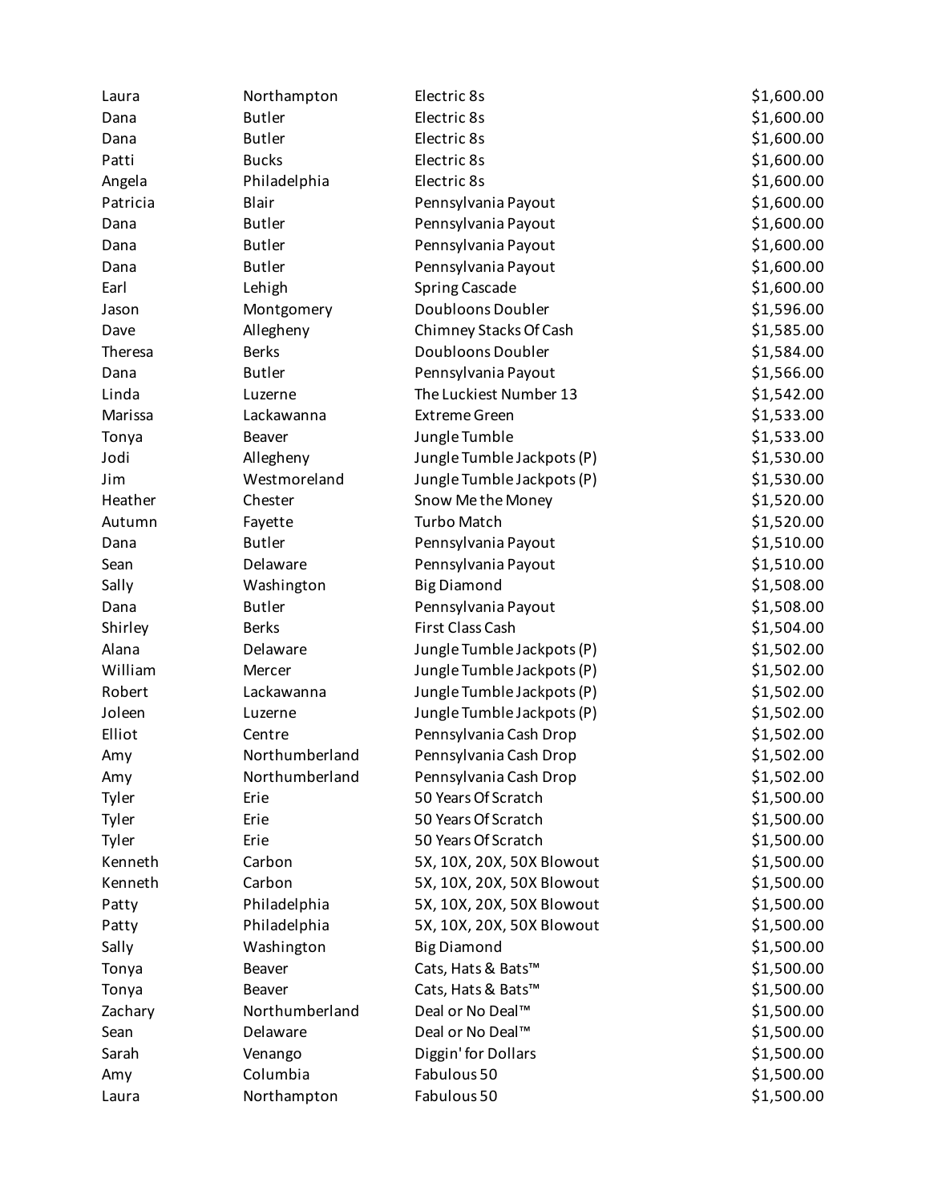| | | | |
|---|---|---|---|
| Laura | Northampton | Electric 8s | $1,600.00 |
| Dana | Butler | Electric 8s | $1,600.00 |
| Dana | Butler | Electric 8s | $1,600.00 |
| Patti | Bucks | Electric 8s | $1,600.00 |
| Angela | Philadelphia | Electric 8s | $1,600.00 |
| Patricia | Blair | Pennsylvania Payout | $1,600.00 |
| Dana | Butler | Pennsylvania Payout | $1,600.00 |
| Dana | Butler | Pennsylvania Payout | $1,600.00 |
| Dana | Butler | Pennsylvania Payout | $1,600.00 |
| Earl | Lehigh | Spring Cascade | $1,600.00 |
| Jason | Montgomery | Doubloons Doubler | $1,596.00 |
| Dave | Allegheny | Chimney Stacks Of Cash | $1,585.00 |
| Theresa | Berks | Doubloons Doubler | $1,584.00 |
| Dana | Butler | Pennsylvania Payout | $1,566.00 |
| Linda | Luzerne | The Luckiest Number 13 | $1,542.00 |
| Marissa | Lackawanna | Extreme Green | $1,533.00 |
| Tonya | Beaver | Jungle Tumble | $1,533.00 |
| Jodi | Allegheny | Jungle Tumble Jackpots (P) | $1,530.00 |
| Jim | Westmoreland | Jungle Tumble Jackpots (P) | $1,530.00 |
| Heather | Chester | Snow Me the Money | $1,520.00 |
| Autumn | Fayette | Turbo Match | $1,520.00 |
| Dana | Butler | Pennsylvania Payout | $1,510.00 |
| Sean | Delaware | Pennsylvania Payout | $1,510.00 |
| Sally | Washington | Big Diamond | $1,508.00 |
| Dana | Butler | Pennsylvania Payout | $1,508.00 |
| Shirley | Berks | First Class Cash | $1,504.00 |
| Alana | Delaware | Jungle Tumble Jackpots (P) | $1,502.00 |
| William | Mercer | Jungle Tumble Jackpots (P) | $1,502.00 |
| Robert | Lackawanna | Jungle Tumble Jackpots (P) | $1,502.00 |
| Joleen | Luzerne | Jungle Tumble Jackpots (P) | $1,502.00 |
| Elliot | Centre | Pennsylvania Cash Drop | $1,502.00 |
| Amy | Northumberland | Pennsylvania Cash Drop | $1,502.00 |
| Amy | Northumberland | Pennsylvania Cash Drop | $1,502.00 |
| Tyler | Erie | 50 Years Of Scratch | $1,500.00 |
| Tyler | Erie | 50 Years Of Scratch | $1,500.00 |
| Tyler | Erie | 50 Years Of Scratch | $1,500.00 |
| Kenneth | Carbon | 5X, 10X, 20X, 50X Blowout | $1,500.00 |
| Kenneth | Carbon | 5X, 10X, 20X, 50X Blowout | $1,500.00 |
| Patty | Philadelphia | 5X, 10X, 20X, 50X Blowout | $1,500.00 |
| Patty | Philadelphia | 5X, 10X, 20X, 50X Blowout | $1,500.00 |
| Sally | Washington | Big Diamond | $1,500.00 |
| Tonya | Beaver | Cats, Hats & Bats™ | $1,500.00 |
| Tonya | Beaver | Cats, Hats & Bats™ | $1,500.00 |
| Zachary | Northumberland | Deal or No Deal™ | $1,500.00 |
| Sean | Delaware | Deal or No Deal™ | $1,500.00 |
| Sarah | Venango | Diggin' for Dollars | $1,500.00 |
| Amy | Columbia | Fabulous 50 | $1,500.00 |
| Laura | Northampton | Fabulous 50 | $1,500.00 |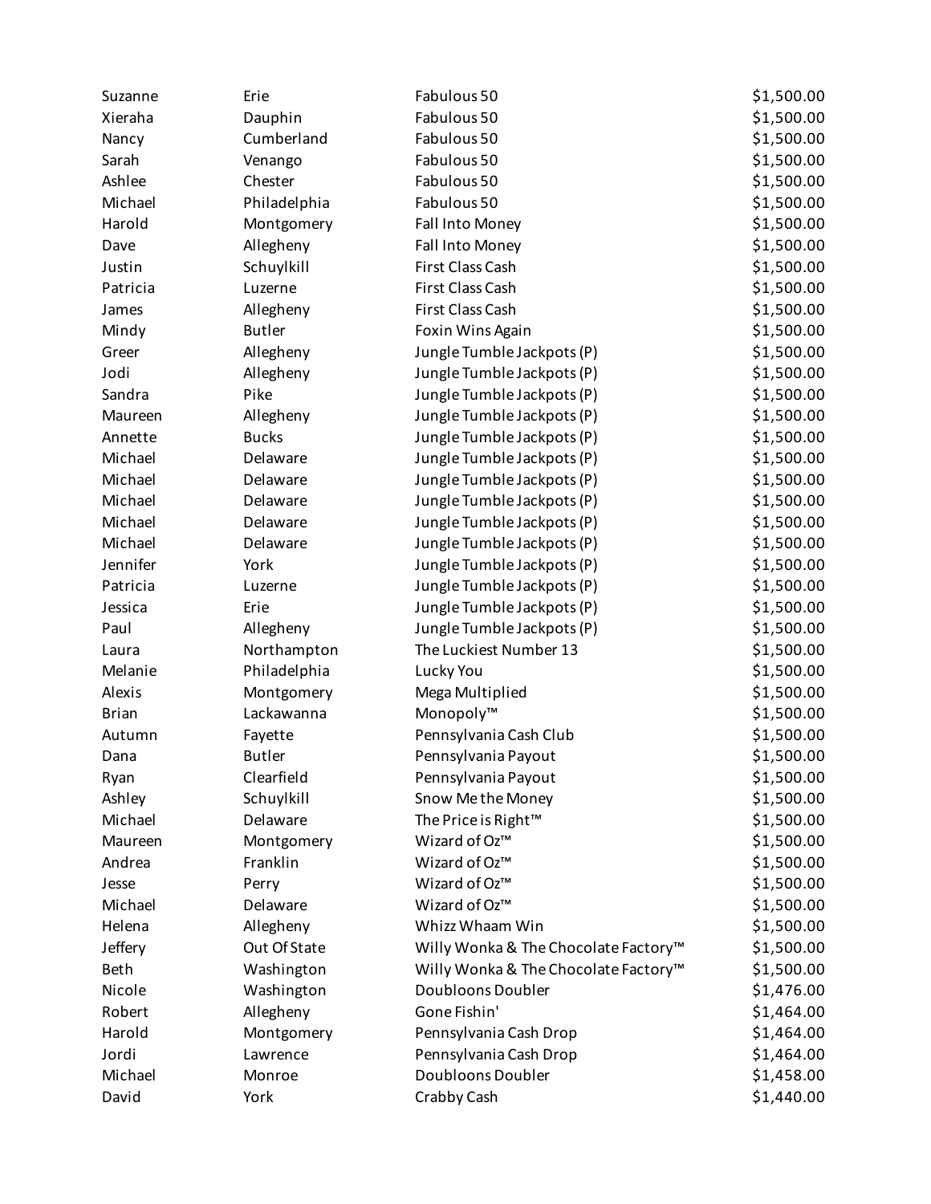| | | | |
|---|---|---|---|
| Suzanne | Erie | Fabulous 50 | $1,500.00 |
| Xieraha | Dauphin | Fabulous 50 | $1,500.00 |
| Nancy | Cumberland | Fabulous 50 | $1,500.00 |
| Sarah | Venango | Fabulous 50 | $1,500.00 |
| Ashlee | Chester | Fabulous 50 | $1,500.00 |
| Michael | Philadelphia | Fabulous 50 | $1,500.00 |
| Harold | Montgomery | Fall Into Money | $1,500.00 |
| Dave | Allegheny | Fall Into Money | $1,500.00 |
| Justin | Schuylkill | First Class Cash | $1,500.00 |
| Patricia | Luzerne | First Class Cash | $1,500.00 |
| James | Allegheny | First Class Cash | $1,500.00 |
| Mindy | Butler | Foxin Wins Again | $1,500.00 |
| Greer | Allegheny | Jungle Tumble Jackpots (P) | $1,500.00 |
| Jodi | Allegheny | Jungle Tumble Jackpots (P) | $1,500.00 |
| Sandra | Pike | Jungle Tumble Jackpots (P) | $1,500.00 |
| Maureen | Allegheny | Jungle Tumble Jackpots (P) | $1,500.00 |
| Annette | Bucks | Jungle Tumble Jackpots (P) | $1,500.00 |
| Michael | Delaware | Jungle Tumble Jackpots (P) | $1,500.00 |
| Michael | Delaware | Jungle Tumble Jackpots (P) | $1,500.00 |
| Michael | Delaware | Jungle Tumble Jackpots (P) | $1,500.00 |
| Michael | Delaware | Jungle Tumble Jackpots (P) | $1,500.00 |
| Michael | Delaware | Jungle Tumble Jackpots (P) | $1,500.00 |
| Jennifer | York | Jungle Tumble Jackpots (P) | $1,500.00 |
| Patricia | Luzerne | Jungle Tumble Jackpots (P) | $1,500.00 |
| Jessica | Erie | Jungle Tumble Jackpots (P) | $1,500.00 |
| Paul | Allegheny | Jungle Tumble Jackpots (P) | $1,500.00 |
| Laura | Northampton | The Luckiest Number 13 | $1,500.00 |
| Melanie | Philadelphia | Lucky You | $1,500.00 |
| Alexis | Montgomery | Mega Multiplied | $1,500.00 |
| Brian | Lackawanna | Monopoly™ | $1,500.00 |
| Autumn | Fayette | Pennsylvania Cash Club | $1,500.00 |
| Dana | Butler | Pennsylvania Payout | $1,500.00 |
| Ryan | Clearfield | Pennsylvania Payout | $1,500.00 |
| Ashley | Schuylkill | Snow Me the Money | $1,500.00 |
| Michael | Delaware | The Price is Right™ | $1,500.00 |
| Maureen | Montgomery | Wizard of Oz™ | $1,500.00 |
| Andrea | Franklin | Wizard of Oz™ | $1,500.00 |
| Jesse | Perry | Wizard of Oz™ | $1,500.00 |
| Michael | Delaware | Wizard of Oz™ | $1,500.00 |
| Helena | Allegheny | Whizz Whaam Win | $1,500.00 |
| Jeffery | Out Of State | Willy Wonka & The Chocolate Factory™ | $1,500.00 |
| Beth | Washington | Willy Wonka & The Chocolate Factory™ | $1,500.00 |
| Nicole | Washington | Doubloons Doubler | $1,476.00 |
| Robert | Allegheny | Gone Fishin' | $1,464.00 |
| Harold | Montgomery | Pennsylvania Cash Drop | $1,464.00 |
| Jordi | Lawrence | Pennsylvania Cash Drop | $1,464.00 |
| Michael | Monroe | Doubloons Doubler | $1,458.00 |
| David | York | Crabby Cash | $1,440.00 |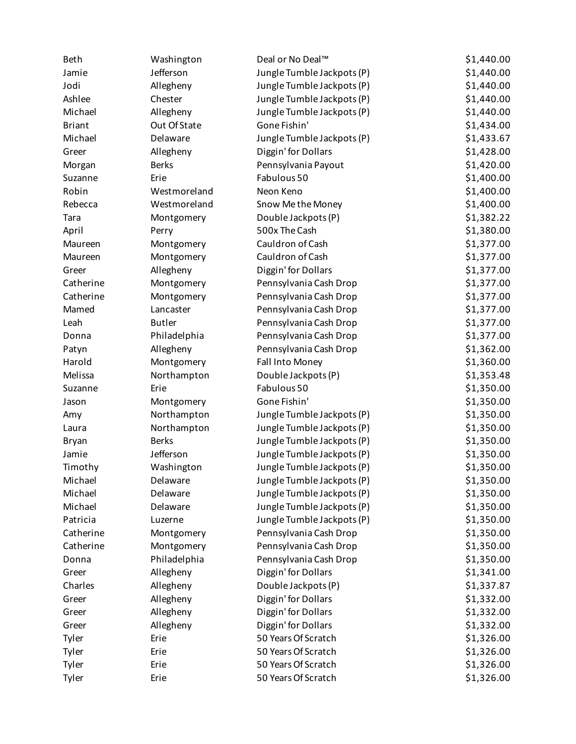| | | | |
|---|---|---|---|
| Beth | Washington | Deal or No Deal™ | $1,440.00 |
| Jamie | Jefferson | Jungle Tumble Jackpots (P) | $1,440.00 |
| Jodi | Allegheny | Jungle Tumble Jackpots (P) | $1,440.00 |
| Ashlee | Chester | Jungle Tumble Jackpots (P) | $1,440.00 |
| Michael | Allegheny | Jungle Tumble Jackpots (P) | $1,440.00 |
| Briant | Out Of State | Gone Fishin' | $1,434.00 |
| Michael | Delaware | Jungle Tumble Jackpots (P) | $1,433.67 |
| Greer | Allegheny | Diggin' for Dollars | $1,428.00 |
| Morgan | Berks | Pennsylvania Payout | $1,420.00 |
| Suzanne | Erie | Fabulous 50 | $1,400.00 |
| Robin | Westmoreland | Neon Keno | $1,400.00 |
| Rebecca | Westmoreland | Snow Me the Money | $1,400.00 |
| Tara | Montgomery | Double Jackpots (P) | $1,382.22 |
| April | Perry | 500x The Cash | $1,380.00 |
| Maureen | Montgomery | Cauldron of Cash | $1,377.00 |
| Maureen | Montgomery | Cauldron of Cash | $1,377.00 |
| Greer | Allegheny | Diggin' for Dollars | $1,377.00 |
| Catherine | Montgomery | Pennsylvania Cash Drop | $1,377.00 |
| Catherine | Montgomery | Pennsylvania Cash Drop | $1,377.00 |
| Mamed | Lancaster | Pennsylvania Cash Drop | $1,377.00 |
| Leah | Butler | Pennsylvania Cash Drop | $1,377.00 |
| Donna | Philadelphia | Pennsylvania Cash Drop | $1,377.00 |
| Patyn | Allegheny | Pennsylvania Cash Drop | $1,362.00 |
| Harold | Montgomery | Fall Into Money | $1,360.00 |
| Melissa | Northampton | Double Jackpots (P) | $1,353.48 |
| Suzanne | Erie | Fabulous 50 | $1,350.00 |
| Jason | Montgomery | Gone Fishin' | $1,350.00 |
| Amy | Northampton | Jungle Tumble Jackpots (P) | $1,350.00 |
| Laura | Northampton | Jungle Tumble Jackpots (P) | $1,350.00 |
| Bryan | Berks | Jungle Tumble Jackpots (P) | $1,350.00 |
| Jamie | Jefferson | Jungle Tumble Jackpots (P) | $1,350.00 |
| Timothy | Washington | Jungle Tumble Jackpots (P) | $1,350.00 |
| Michael | Delaware | Jungle Tumble Jackpots (P) | $1,350.00 |
| Michael | Delaware | Jungle Tumble Jackpots (P) | $1,350.00 |
| Michael | Delaware | Jungle Tumble Jackpots (P) | $1,350.00 |
| Patricia | Luzerne | Jungle Tumble Jackpots (P) | $1,350.00 |
| Catherine | Montgomery | Pennsylvania Cash Drop | $1,350.00 |
| Catherine | Montgomery | Pennsylvania Cash Drop | $1,350.00 |
| Donna | Philadelphia | Pennsylvania Cash Drop | $1,350.00 |
| Greer | Allegheny | Diggin' for Dollars | $1,341.00 |
| Charles | Allegheny | Double Jackpots (P) | $1,337.87 |
| Greer | Allegheny | Diggin' for Dollars | $1,332.00 |
| Greer | Allegheny | Diggin' for Dollars | $1,332.00 |
| Greer | Allegheny | Diggin' for Dollars | $1,332.00 |
| Tyler | Erie | 50 Years Of Scratch | $1,326.00 |
| Tyler | Erie | 50 Years Of Scratch | $1,326.00 |
| Tyler | Erie | 50 Years Of Scratch | $1,326.00 |
| Tyler | Erie | 50 Years Of Scratch | $1,326.00 |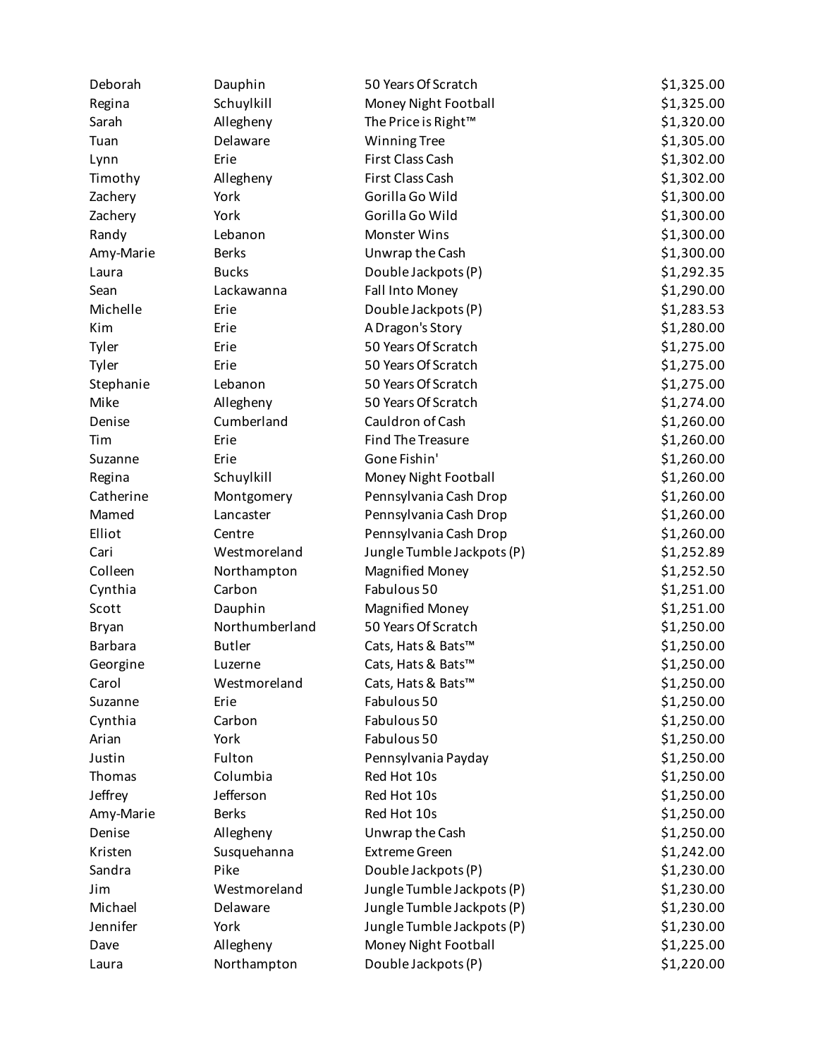| | | | |
|---|---|---|---|
| Deborah | Dauphin | 50 Years Of Scratch | $1,325.00 |
| Regina | Schuylkill | Money Night Football | $1,325.00 |
| Sarah | Allegheny | The Price is Right™ | $1,320.00 |
| Tuan | Delaware | Winning Tree | $1,305.00 |
| Lynn | Erie | First Class Cash | $1,302.00 |
| Timothy | Allegheny | First Class Cash | $1,302.00 |
| Zachery | York | Gorilla Go Wild | $1,300.00 |
| Zachery | York | Gorilla Go Wild | $1,300.00 |
| Randy | Lebanon | Monster Wins | $1,300.00 |
| Amy-Marie | Berks | Unwrap the Cash | $1,300.00 |
| Laura | Bucks | Double Jackpots (P) | $1,292.35 |
| Sean | Lackawanna | Fall Into Money | $1,290.00 |
| Michelle | Erie | Double Jackpots (P) | $1,283.53 |
| Kim | Erie | A Dragon's Story | $1,280.00 |
| Tyler | Erie | 50 Years Of Scratch | $1,275.00 |
| Tyler | Erie | 50 Years Of Scratch | $1,275.00 |
| Stephanie | Lebanon | 50 Years Of Scratch | $1,275.00 |
| Mike | Allegheny | 50 Years Of Scratch | $1,274.00 |
| Denise | Cumberland | Cauldron of Cash | $1,260.00 |
| Tim | Erie | Find The Treasure | $1,260.00 |
| Suzanne | Erie | Gone Fishin' | $1,260.00 |
| Regina | Schuylkill | Money Night Football | $1,260.00 |
| Catherine | Montgomery | Pennsylvania Cash Drop | $1,260.00 |
| Mamed | Lancaster | Pennsylvania Cash Drop | $1,260.00 |
| Elliot | Centre | Pennsylvania Cash Drop | $1,260.00 |
| Cari | Westmoreland | Jungle Tumble Jackpots (P) | $1,252.89 |
| Colleen | Northampton | Magnified Money | $1,252.50 |
| Cynthia | Carbon | Fabulous 50 | $1,251.00 |
| Scott | Dauphin | Magnified Money | $1,251.00 |
| Bryan | Northumberland | 50 Years Of Scratch | $1,250.00 |
| Barbara | Butler | Cats, Hats & Bats™ | $1,250.00 |
| Georgine | Luzerne | Cats, Hats & Bats™ | $1,250.00 |
| Carol | Westmoreland | Cats, Hats & Bats™ | $1,250.00 |
| Suzanne | Erie | Fabulous 50 | $1,250.00 |
| Cynthia | Carbon | Fabulous 50 | $1,250.00 |
| Arian | York | Fabulous 50 | $1,250.00 |
| Justin | Fulton | Pennsylvania Payday | $1,250.00 |
| Thomas | Columbia | Red Hot 10s | $1,250.00 |
| Jeffrey | Jefferson | Red Hot 10s | $1,250.00 |
| Amy-Marie | Berks | Red Hot 10s | $1,250.00 |
| Denise | Allegheny | Unwrap the Cash | $1,250.00 |
| Kristen | Susquehanna | Extreme Green | $1,242.00 |
| Sandra | Pike | Double Jackpots (P) | $1,230.00 |
| Jim | Westmoreland | Jungle Tumble Jackpots (P) | $1,230.00 |
| Michael | Delaware | Jungle Tumble Jackpots (P) | $1,230.00 |
| Jennifer | York | Jungle Tumble Jackpots (P) | $1,230.00 |
| Dave | Allegheny | Money Night Football | $1,225.00 |
| Laura | Northampton | Double Jackpots (P) | $1,220.00 |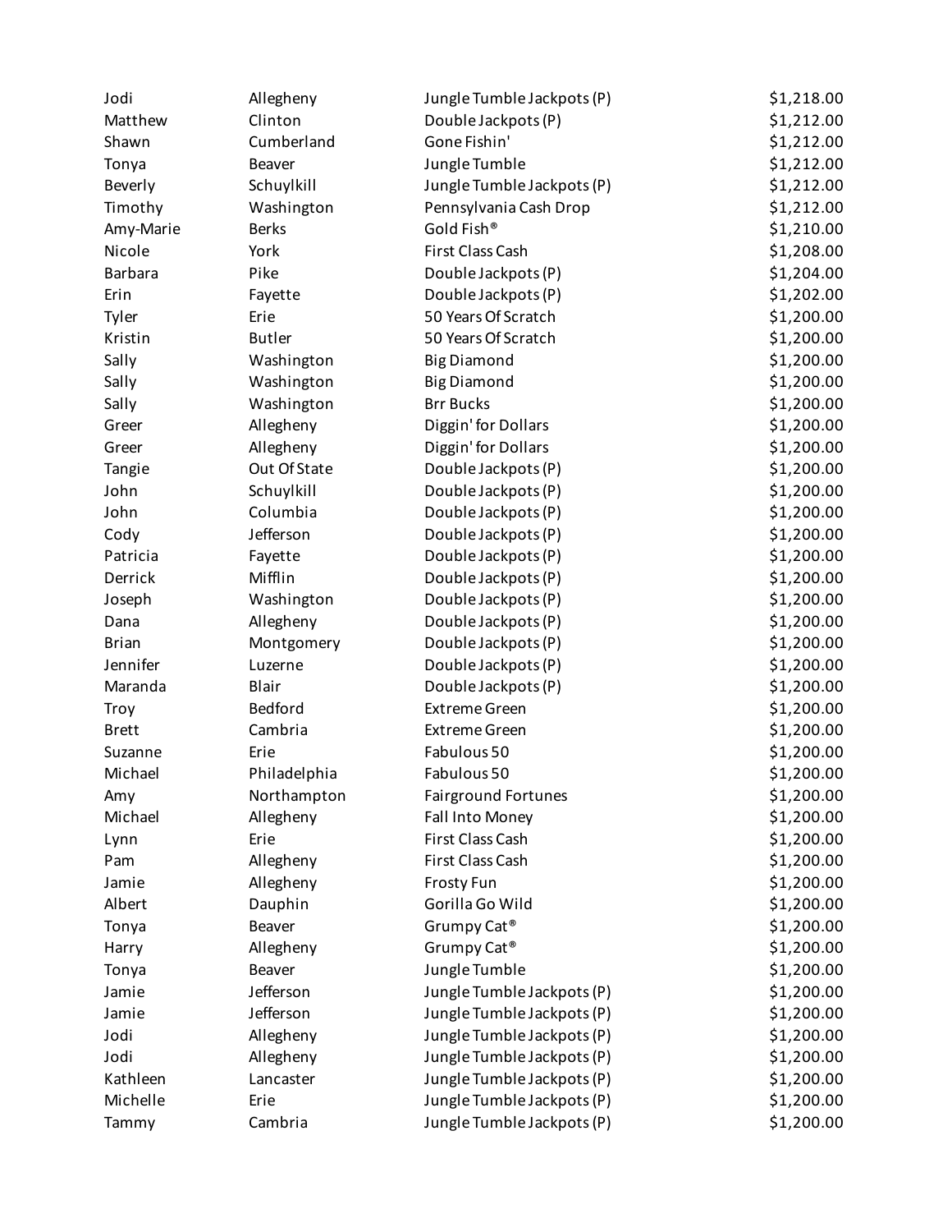| | | | |
|---|---|---|---|
| Jodi | Allegheny | Jungle Tumble Jackpots (P) | $1,218.00 |
| Matthew | Clinton | Double Jackpots (P) | $1,212.00 |
| Shawn | Cumberland | Gone Fishin' | $1,212.00 |
| Tonya | Beaver | Jungle Tumble | $1,212.00 |
| Beverly | Schuylkill | Jungle Tumble Jackpots (P) | $1,212.00 |
| Timothy | Washington | Pennsylvania Cash Drop | $1,212.00 |
| Amy-Marie | Berks | Gold Fish® | $1,210.00 |
| Nicole | York | First Class Cash | $1,208.00 |
| Barbara | Pike | Double Jackpots (P) | $1,204.00 |
| Erin | Fayette | Double Jackpots (P) | $1,202.00 |
| Tyler | Erie | 50 Years Of Scratch | $1,200.00 |
| Kristin | Butler | 50 Years Of Scratch | $1,200.00 |
| Sally | Washington | Big Diamond | $1,200.00 |
| Sally | Washington | Big Diamond | $1,200.00 |
| Sally | Washington | Brr Bucks | $1,200.00 |
| Greer | Allegheny | Diggin' for Dollars | $1,200.00 |
| Greer | Allegheny | Diggin' for Dollars | $1,200.00 |
| Tangie | Out Of State | Double Jackpots (P) | $1,200.00 |
| John | Schuylkill | Double Jackpots (P) | $1,200.00 |
| John | Columbia | Double Jackpots (P) | $1,200.00 |
| Cody | Jefferson | Double Jackpots (P) | $1,200.00 |
| Patricia | Fayette | Double Jackpots (P) | $1,200.00 |
| Derrick | Mifflin | Double Jackpots (P) | $1,200.00 |
| Joseph | Washington | Double Jackpots (P) | $1,200.00 |
| Dana | Allegheny | Double Jackpots (P) | $1,200.00 |
| Brian | Montgomery | Double Jackpots (P) | $1,200.00 |
| Jennifer | Luzerne | Double Jackpots (P) | $1,200.00 |
| Maranda | Blair | Double Jackpots (P) | $1,200.00 |
| Troy | Bedford | Extreme Green | $1,200.00 |
| Brett | Cambria | Extreme Green | $1,200.00 |
| Suzanne | Erie | Fabulous 50 | $1,200.00 |
| Michael | Philadelphia | Fabulous 50 | $1,200.00 |
| Amy | Northampton | Fairground Fortunes | $1,200.00 |
| Michael | Allegheny | Fall Into Money | $1,200.00 |
| Lynn | Erie | First Class Cash | $1,200.00 |
| Pam | Allegheny | First Class Cash | $1,200.00 |
| Jamie | Allegheny | Frosty Fun | $1,200.00 |
| Albert | Dauphin | Gorilla Go Wild | $1,200.00 |
| Tonya | Beaver | Grumpy Cat® | $1,200.00 |
| Harry | Allegheny | Grumpy Cat® | $1,200.00 |
| Tonya | Beaver | Jungle Tumble | $1,200.00 |
| Jamie | Jefferson | Jungle Tumble Jackpots (P) | $1,200.00 |
| Jamie | Jefferson | Jungle Tumble Jackpots (P) | $1,200.00 |
| Jodi | Allegheny | Jungle Tumble Jackpots (P) | $1,200.00 |
| Jodi | Allegheny | Jungle Tumble Jackpots (P) | $1,200.00 |
| Kathleen | Lancaster | Jungle Tumble Jackpots (P) | $1,200.00 |
| Michelle | Erie | Jungle Tumble Jackpots (P) | $1,200.00 |
| Tammy | Cambria | Jungle Tumble Jackpots (P) | $1,200.00 |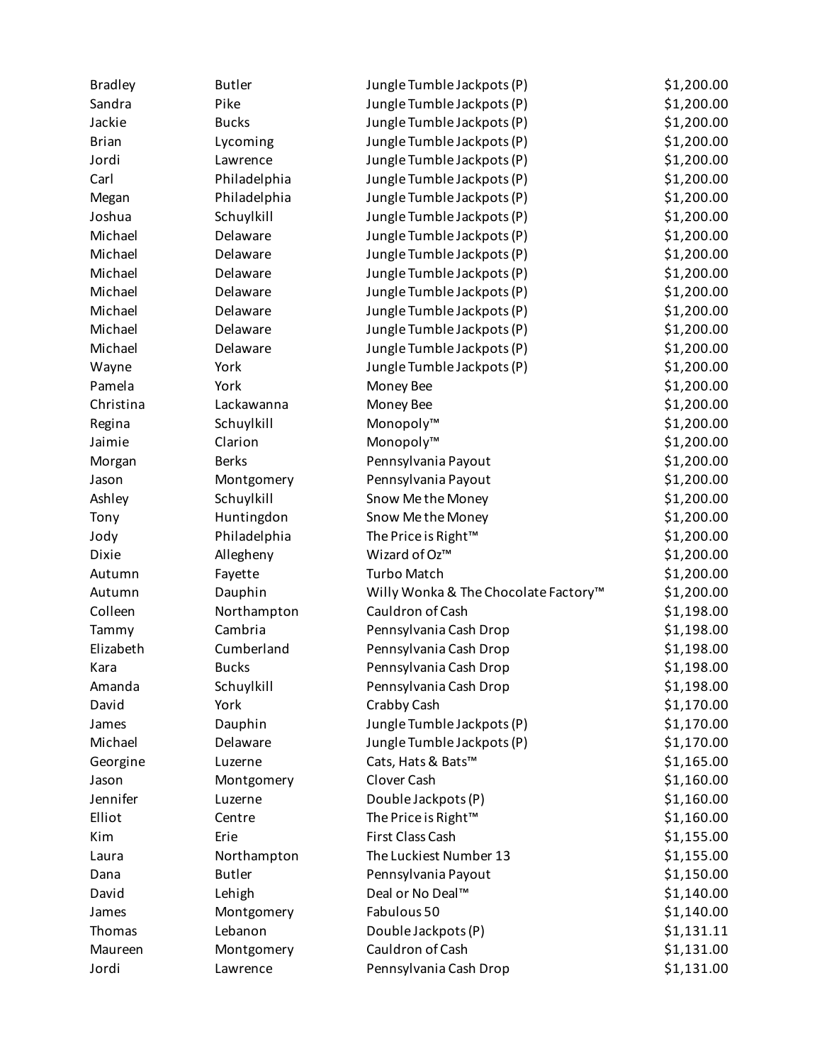| | | | |
|---|---|---|---|
| Bradley | Butler | Jungle Tumble Jackpots (P) | $1,200.00 |
| Sandra | Pike | Jungle Tumble Jackpots (P) | $1,200.00 |
| Jackie | Bucks | Jungle Tumble Jackpots (P) | $1,200.00 |
| Brian | Lycoming | Jungle Tumble Jackpots (P) | $1,200.00 |
| Jordi | Lawrence | Jungle Tumble Jackpots (P) | $1,200.00 |
| Carl | Philadelphia | Jungle Tumble Jackpots (P) | $1,200.00 |
| Megan | Philadelphia | Jungle Tumble Jackpots (P) | $1,200.00 |
| Joshua | Schuylkill | Jungle Tumble Jackpots (P) | $1,200.00 |
| Michael | Delaware | Jungle Tumble Jackpots (P) | $1,200.00 |
| Michael | Delaware | Jungle Tumble Jackpots (P) | $1,200.00 |
| Michael | Delaware | Jungle Tumble Jackpots (P) | $1,200.00 |
| Michael | Delaware | Jungle Tumble Jackpots (P) | $1,200.00 |
| Michael | Delaware | Jungle Tumble Jackpots (P) | $1,200.00 |
| Michael | Delaware | Jungle Tumble Jackpots (P) | $1,200.00 |
| Michael | Delaware | Jungle Tumble Jackpots (P) | $1,200.00 |
| Wayne | York | Jungle Tumble Jackpots (P) | $1,200.00 |
| Pamela | York | Money Bee | $1,200.00 |
| Christina | Lackawanna | Money Bee | $1,200.00 |
| Regina | Schuylkill | Monopoly™ | $1,200.00 |
| Jaimie | Clarion | Monopoly™ | $1,200.00 |
| Morgan | Berks | Pennsylvania Payout | $1,200.00 |
| Jason | Montgomery | Pennsylvania Payout | $1,200.00 |
| Ashley | Schuylkill | Snow Me the Money | $1,200.00 |
| Tony | Huntingdon | Snow Me the Money | $1,200.00 |
| Jody | Philadelphia | The Price is Right™ | $1,200.00 |
| Dixie | Allegheny | Wizard of Oz™ | $1,200.00 |
| Autumn | Fayette | Turbo Match | $1,200.00 |
| Autumn | Dauphin | Willy Wonka & The Chocolate Factory™ | $1,200.00 |
| Colleen | Northampton | Cauldron of Cash | $1,198.00 |
| Tammy | Cambria | Pennsylvania Cash Drop | $1,198.00 |
| Elizabeth | Cumberland | Pennsylvania Cash Drop | $1,198.00 |
| Kara | Bucks | Pennsylvania Cash Drop | $1,198.00 |
| Amanda | Schuylkill | Pennsylvania Cash Drop | $1,198.00 |
| David | York | Crabby Cash | $1,170.00 |
| James | Dauphin | Jungle Tumble Jackpots (P) | $1,170.00 |
| Michael | Delaware | Jungle Tumble Jackpots (P) | $1,170.00 |
| Georgine | Luzerne | Cats, Hats & Bats™ | $1,165.00 |
| Jason | Montgomery | Clover Cash | $1,160.00 |
| Jennifer | Luzerne | Double Jackpots (P) | $1,160.00 |
| Elliot | Centre | The Price is Right™ | $1,160.00 |
| Kim | Erie | First Class Cash | $1,155.00 |
| Laura | Northampton | The Luckiest Number 13 | $1,155.00 |
| Dana | Butler | Pennsylvania Payout | $1,150.00 |
| David | Lehigh | Deal or No Deal™ | $1,140.00 |
| James | Montgomery | Fabulous 50 | $1,140.00 |
| Thomas | Lebanon | Double Jackpots (P) | $1,131.11 |
| Maureen | Montgomery | Cauldron of Cash | $1,131.00 |
| Jordi | Lawrence | Pennsylvania Cash Drop | $1,131.00 |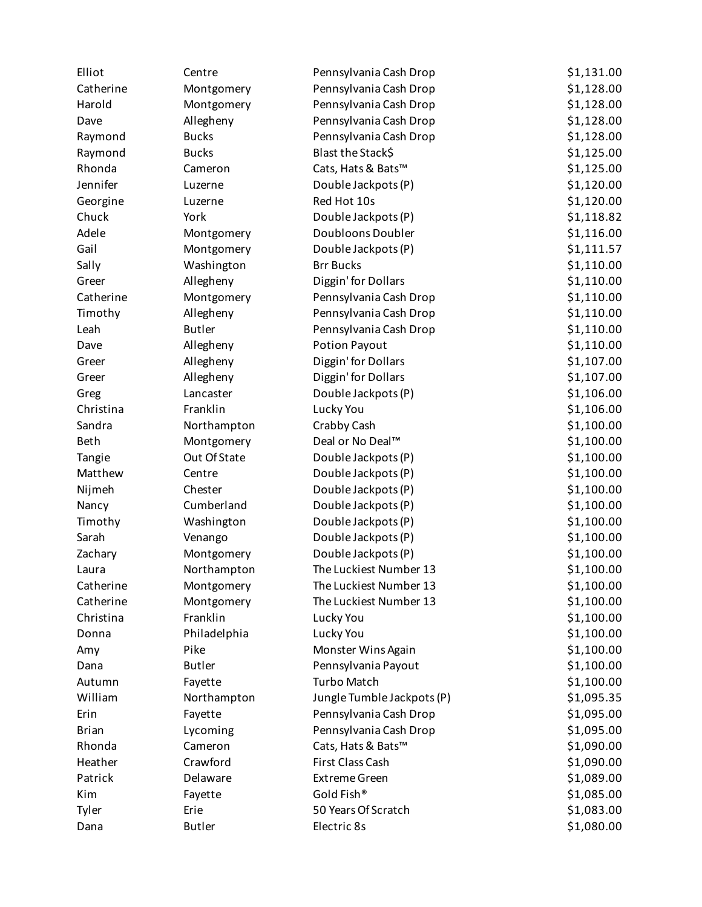| | | | |
|---|---|---|---|
| Elliot | Centre | Pennsylvania Cash Drop | $1,131.00 |
| Catherine | Montgomery | Pennsylvania Cash Drop | $1,128.00 |
| Harold | Montgomery | Pennsylvania Cash Drop | $1,128.00 |
| Dave | Allegheny | Pennsylvania Cash Drop | $1,128.00 |
| Raymond | Bucks | Pennsylvania Cash Drop | $1,128.00 |
| Raymond | Bucks | Blast the Stack$ | $1,125.00 |
| Rhonda | Cameron | Cats, Hats & Bats™ | $1,125.00 |
| Jennifer | Luzerne | Double Jackpots (P) | $1,120.00 |
| Georgine | Luzerne | Red Hot 10s | $1,120.00 |
| Chuck | York | Double Jackpots (P) | $1,118.82 |
| Adele | Montgomery | Doubloons Doubler | $1,116.00 |
| Gail | Montgomery | Double Jackpots (P) | $1,111.57 |
| Sally | Washington | Brr Bucks | $1,110.00 |
| Greer | Allegheny | Diggin' for Dollars | $1,110.00 |
| Catherine | Montgomery | Pennsylvania Cash Drop | $1,110.00 |
| Timothy | Allegheny | Pennsylvania Cash Drop | $1,110.00 |
| Leah | Butler | Pennsylvania Cash Drop | $1,110.00 |
| Dave | Allegheny | Potion Payout | $1,110.00 |
| Greer | Allegheny | Diggin' for Dollars | $1,107.00 |
| Greer | Allegheny | Diggin' for Dollars | $1,107.00 |
| Greg | Lancaster | Double Jackpots (P) | $1,106.00 |
| Christina | Franklin | Lucky You | $1,106.00 |
| Sandra | Northampton | Crabby Cash | $1,100.00 |
| Beth | Montgomery | Deal or No Deal™ | $1,100.00 |
| Tangie | Out Of State | Double Jackpots (P) | $1,100.00 |
| Matthew | Centre | Double Jackpots (P) | $1,100.00 |
| Nijmeh | Chester | Double Jackpots (P) | $1,100.00 |
| Nancy | Cumberland | Double Jackpots (P) | $1,100.00 |
| Timothy | Washington | Double Jackpots (P) | $1,100.00 |
| Sarah | Venango | Double Jackpots (P) | $1,100.00 |
| Zachary | Montgomery | Double Jackpots (P) | $1,100.00 |
| Laura | Northampton | The Luckiest Number 13 | $1,100.00 |
| Catherine | Montgomery | The Luckiest Number 13 | $1,100.00 |
| Catherine | Montgomery | The Luckiest Number 13 | $1,100.00 |
| Christina | Franklin | Lucky You | $1,100.00 |
| Donna | Philadelphia | Lucky You | $1,100.00 |
| Amy | Pike | Monster Wins Again | $1,100.00 |
| Dana | Butler | Pennsylvania Payout | $1,100.00 |
| Autumn | Fayette | Turbo Match | $1,100.00 |
| William | Northampton | Jungle Tumble Jackpots (P) | $1,095.35 |
| Erin | Fayette | Pennsylvania Cash Drop | $1,095.00 |
| Brian | Lycoming | Pennsylvania Cash Drop | $1,095.00 |
| Rhonda | Cameron | Cats, Hats & Bats™ | $1,090.00 |
| Heather | Crawford | First Class Cash | $1,090.00 |
| Patrick | Delaware | Extreme Green | $1,089.00 |
| Kim | Fayette | Gold Fish® | $1,085.00 |
| Tyler | Erie | 50 Years Of Scratch | $1,083.00 |
| Dana | Butler | Electric 8s | $1,080.00 |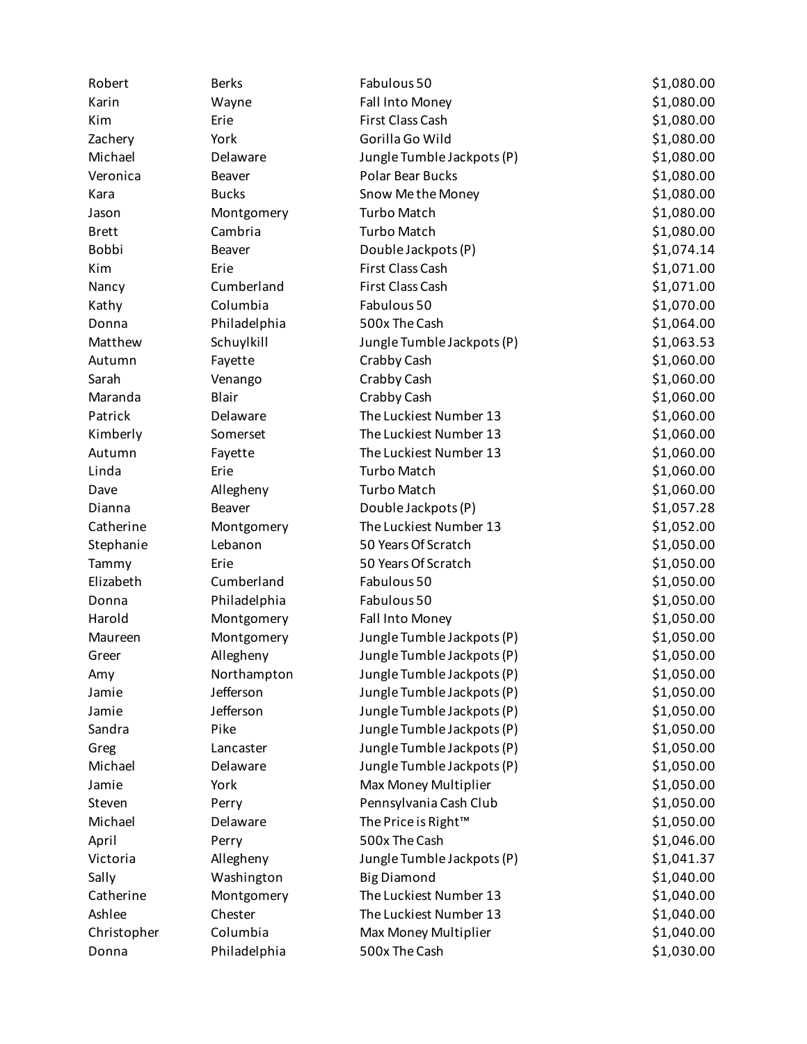| | | | |
|---|---|---|---|
| Robert | Berks | Fabulous 50 | $1,080.00 |
| Karin | Wayne | Fall Into Money | $1,080.00 |
| Kim | Erie | First Class Cash | $1,080.00 |
| Zachery | York | Gorilla Go Wild | $1,080.00 |
| Michael | Delaware | Jungle Tumble Jackpots (P) | $1,080.00 |
| Veronica | Beaver | Polar Bear Bucks | $1,080.00 |
| Kara | Bucks | Snow Me the Money | $1,080.00 |
| Jason | Montgomery | Turbo Match | $1,080.00 |
| Brett | Cambria | Turbo Match | $1,080.00 |
| Bobbi | Beaver | Double Jackpots (P) | $1,074.14 |
| Kim | Erie | First Class Cash | $1,071.00 |
| Nancy | Cumberland | First Class Cash | $1,071.00 |
| Kathy | Columbia | Fabulous 50 | $1,070.00 |
| Donna | Philadelphia | 500x The Cash | $1,064.00 |
| Matthew | Schuylkill | Jungle Tumble Jackpots (P) | $1,063.53 |
| Autumn | Fayette | Crabby Cash | $1,060.00 |
| Sarah | Venango | Crabby Cash | $1,060.00 |
| Maranda | Blair | Crabby Cash | $1,060.00 |
| Patrick | Delaware | The Luckiest Number 13 | $1,060.00 |
| Kimberly | Somerset | The Luckiest Number 13 | $1,060.00 |
| Autumn | Fayette | The Luckiest Number 13 | $1,060.00 |
| Linda | Erie | Turbo Match | $1,060.00 |
| Dave | Allegheny | Turbo Match | $1,060.00 |
| Dianna | Beaver | Double Jackpots (P) | $1,057.28 |
| Catherine | Montgomery | The Luckiest Number 13 | $1,052.00 |
| Stephanie | Lebanon | 50 Years Of Scratch | $1,050.00 |
| Tammy | Erie | 50 Years Of Scratch | $1,050.00 |
| Elizabeth | Cumberland | Fabulous 50 | $1,050.00 |
| Donna | Philadelphia | Fabulous 50 | $1,050.00 |
| Harold | Montgomery | Fall Into Money | $1,050.00 |
| Maureen | Montgomery | Jungle Tumble Jackpots (P) | $1,050.00 |
| Greer | Allegheny | Jungle Tumble Jackpots (P) | $1,050.00 |
| Amy | Northampton | Jungle Tumble Jackpots (P) | $1,050.00 |
| Jamie | Jefferson | Jungle Tumble Jackpots (P) | $1,050.00 |
| Jamie | Jefferson | Jungle Tumble Jackpots (P) | $1,050.00 |
| Sandra | Pike | Jungle Tumble Jackpots (P) | $1,050.00 |
| Greg | Lancaster | Jungle Tumble Jackpots (P) | $1,050.00 |
| Michael | Delaware | Jungle Tumble Jackpots (P) | $1,050.00 |
| Jamie | York | Max Money Multiplier | $1,050.00 |
| Steven | Perry | Pennsylvania Cash Club | $1,050.00 |
| Michael | Delaware | The Price is Right™ | $1,050.00 |
| April | Perry | 500x The Cash | $1,046.00 |
| Victoria | Allegheny | Jungle Tumble Jackpots (P) | $1,041.37 |
| Sally | Washington | Big Diamond | $1,040.00 |
| Catherine | Montgomery | The Luckiest Number 13 | $1,040.00 |
| Ashlee | Chester | The Luckiest Number 13 | $1,040.00 |
| Christopher | Columbia | Max Money Multiplier | $1,040.00 |
| Donna | Philadelphia | 500x The Cash | $1,030.00 |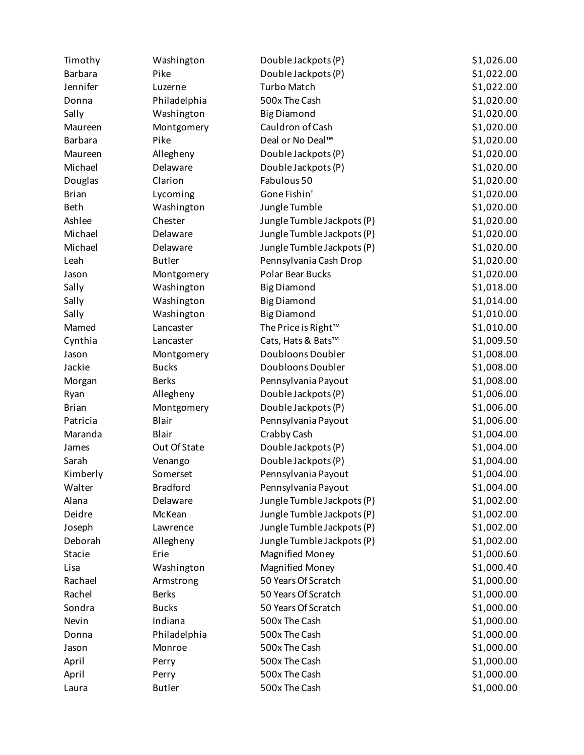| | | | |
|---|---|---|---|
| Timothy | Washington | Double Jackpots (P) | $1,026.00 |
| Barbara | Pike | Double Jackpots (P) | $1,022.00 |
| Jennifer | Luzerne | Turbo Match | $1,022.00 |
| Donna | Philadelphia | 500x The Cash | $1,020.00 |
| Sally | Washington | Big Diamond | $1,020.00 |
| Maureen | Montgomery | Cauldron of Cash | $1,020.00 |
| Barbara | Pike | Deal or No Deal™ | $1,020.00 |
| Maureen | Allegheny | Double Jackpots (P) | $1,020.00 |
| Michael | Delaware | Double Jackpots (P) | $1,020.00 |
| Douglas | Clarion | Fabulous 50 | $1,020.00 |
| Brian | Lycoming | Gone Fishin' | $1,020.00 |
| Beth | Washington | Jungle Tumble | $1,020.00 |
| Ashlee | Chester | Jungle Tumble Jackpots (P) | $1,020.00 |
| Michael | Delaware | Jungle Tumble Jackpots (P) | $1,020.00 |
| Michael | Delaware | Jungle Tumble Jackpots (P) | $1,020.00 |
| Leah | Butler | Pennsylvania Cash Drop | $1,020.00 |
| Jason | Montgomery | Polar Bear Bucks | $1,020.00 |
| Sally | Washington | Big Diamond | $1,018.00 |
| Sally | Washington | Big Diamond | $1,014.00 |
| Sally | Washington | Big Diamond | $1,010.00 |
| Mamed | Lancaster | The Price is Right™ | $1,010.00 |
| Cynthia | Lancaster | Cats, Hats & Bats™ | $1,009.50 |
| Jason | Montgomery | Doubloons Doubler | $1,008.00 |
| Jackie | Bucks | Doubloons Doubler | $1,008.00 |
| Morgan | Berks | Pennsylvania Payout | $1,008.00 |
| Ryan | Allegheny | Double Jackpots (P) | $1,006.00 |
| Brian | Montgomery | Double Jackpots (P) | $1,006.00 |
| Patricia | Blair | Pennsylvania Payout | $1,006.00 |
| Maranda | Blair | Crabby Cash | $1,004.00 |
| James | Out Of State | Double Jackpots (P) | $1,004.00 |
| Sarah | Venango | Double Jackpots (P) | $1,004.00 |
| Kimberly | Somerset | Pennsylvania Payout | $1,004.00 |
| Walter | Bradford | Pennsylvania Payout | $1,004.00 |
| Alana | Delaware | Jungle Tumble Jackpots (P) | $1,002.00 |
| Deidre | McKean | Jungle Tumble Jackpots (P) | $1,002.00 |
| Joseph | Lawrence | Jungle Tumble Jackpots (P) | $1,002.00 |
| Deborah | Allegheny | Jungle Tumble Jackpots (P) | $1,002.00 |
| Stacie | Erie | Magnified Money | $1,000.60 |
| Lisa | Washington | Magnified Money | $1,000.40 |
| Rachael | Armstrong | 50 Years Of Scratch | $1,000.00 |
| Rachel | Berks | 50 Years Of Scratch | $1,000.00 |
| Sondra | Bucks | 50 Years Of Scratch | $1,000.00 |
| Nevin | Indiana | 500x The Cash | $1,000.00 |
| Donna | Philadelphia | 500x The Cash | $1,000.00 |
| Jason | Monroe | 500x The Cash | $1,000.00 |
| April | Perry | 500x The Cash | $1,000.00 |
| April | Perry | 500x The Cash | $1,000.00 |
| Laura | Butler | 500x The Cash | $1,000.00 |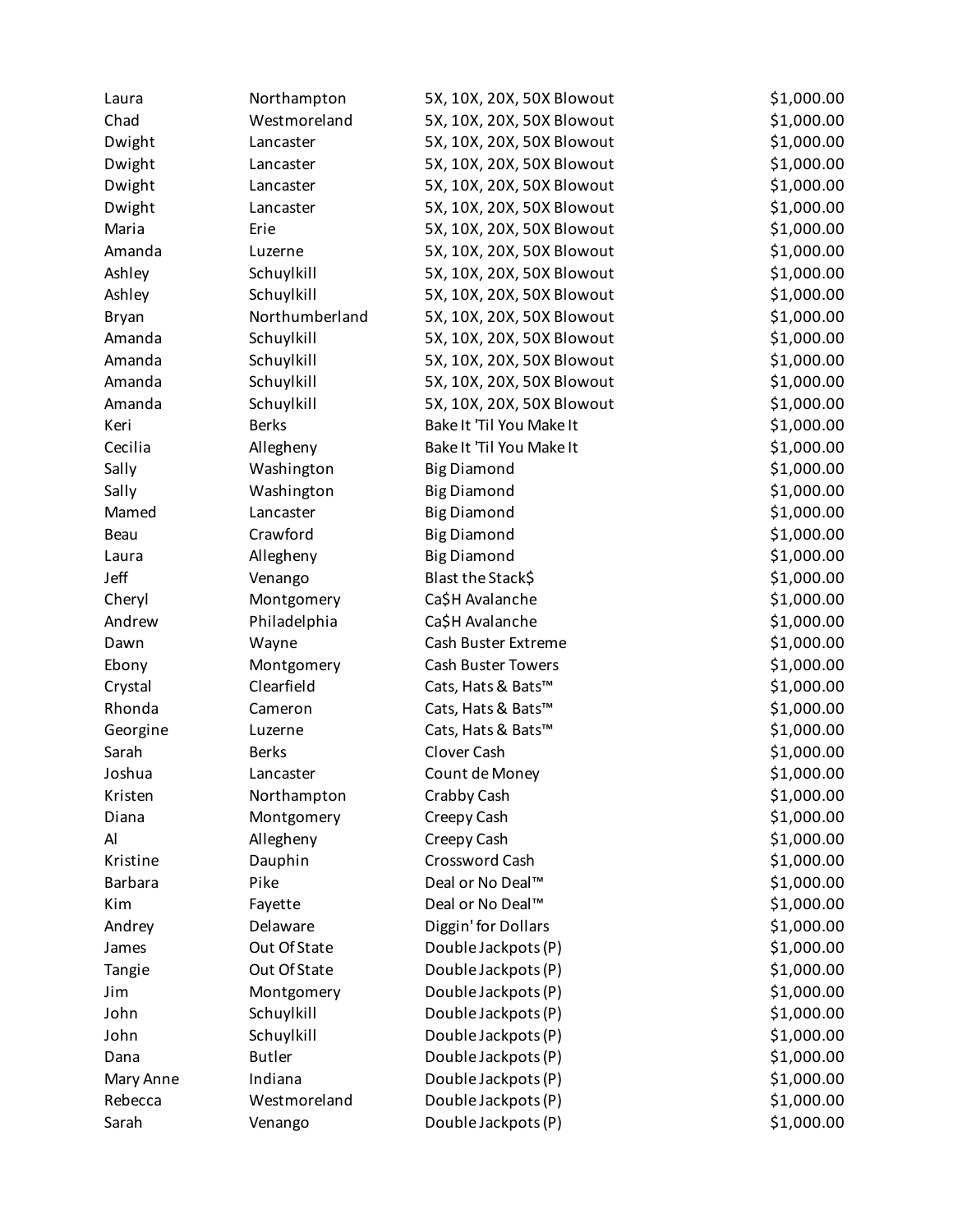| | | | |
|---|---|---|---|
| Laura | Northampton | 5X, 10X, 20X, 50X Blowout | $1,000.00 |
| Chad | Westmoreland | 5X, 10X, 20X, 50X Blowout | $1,000.00 |
| Dwight | Lancaster | 5X, 10X, 20X, 50X Blowout | $1,000.00 |
| Dwight | Lancaster | 5X, 10X, 20X, 50X Blowout | $1,000.00 |
| Dwight | Lancaster | 5X, 10X, 20X, 50X Blowout | $1,000.00 |
| Dwight | Lancaster | 5X, 10X, 20X, 50X Blowout | $1,000.00 |
| Maria | Erie | 5X, 10X, 20X, 50X Blowout | $1,000.00 |
| Amanda | Luzerne | 5X, 10X, 20X, 50X Blowout | $1,000.00 |
| Ashley | Schuylkill | 5X, 10X, 20X, 50X Blowout | $1,000.00 |
| Ashley | Schuylkill | 5X, 10X, 20X, 50X Blowout | $1,000.00 |
| Bryan | Northumberland | 5X, 10X, 20X, 50X Blowout | $1,000.00 |
| Amanda | Schuylkill | 5X, 10X, 20X, 50X Blowout | $1,000.00 |
| Amanda | Schuylkill | 5X, 10X, 20X, 50X Blowout | $1,000.00 |
| Amanda | Schuylkill | 5X, 10X, 20X, 50X Blowout | $1,000.00 |
| Amanda | Schuylkill | 5X, 10X, 20X, 50X Blowout | $1,000.00 |
| Keri | Berks | Bake It 'Til You Make It | $1,000.00 |
| Cecilia | Allegheny | Bake It 'Til You Make It | $1,000.00 |
| Sally | Washington | Big Diamond | $1,000.00 |
| Sally | Washington | Big Diamond | $1,000.00 |
| Mamed | Lancaster | Big Diamond | $1,000.00 |
| Beau | Crawford | Big Diamond | $1,000.00 |
| Laura | Allegheny | Big Diamond | $1,000.00 |
| Jeff | Venango | Blast the Stack$ | $1,000.00 |
| Cheryl | Montgomery | Ca$H Avalanche | $1,000.00 |
| Andrew | Philadelphia | Ca$H Avalanche | $1,000.00 |
| Dawn | Wayne | Cash Buster Extreme | $1,000.00 |
| Ebony | Montgomery | Cash Buster Towers | $1,000.00 |
| Crystal | Clearfield | Cats, Hats & Bats™ | $1,000.00 |
| Rhonda | Cameron | Cats, Hats & Bats™ | $1,000.00 |
| Georgine | Luzerne | Cats, Hats & Bats™ | $1,000.00 |
| Sarah | Berks | Clover Cash | $1,000.00 |
| Joshua | Lancaster | Count de Money | $1,000.00 |
| Kristen | Northampton | Crabby Cash | $1,000.00 |
| Diana | Montgomery | Creepy Cash | $1,000.00 |
| Al | Allegheny | Creepy Cash | $1,000.00 |
| Kristine | Dauphin | Crossword Cash | $1,000.00 |
| Barbara | Pike | Deal or No Deal™ | $1,000.00 |
| Kim | Fayette | Deal or No Deal™ | $1,000.00 |
| Andrey | Delaware | Diggin' for Dollars | $1,000.00 |
| James | Out Of State | Double Jackpots (P) | $1,000.00 |
| Tangie | Out Of State | Double Jackpots (P) | $1,000.00 |
| Jim | Montgomery | Double Jackpots (P) | $1,000.00 |
| John | Schuylkill | Double Jackpots (P) | $1,000.00 |
| John | Schuylkill | Double Jackpots (P) | $1,000.00 |
| Dana | Butler | Double Jackpots (P) | $1,000.00 |
| Mary Anne | Indiana | Double Jackpots (P) | $1,000.00 |
| Rebecca | Westmoreland | Double Jackpots (P) | $1,000.00 |
| Sarah | Venango | Double Jackpots (P) | $1,000.00 |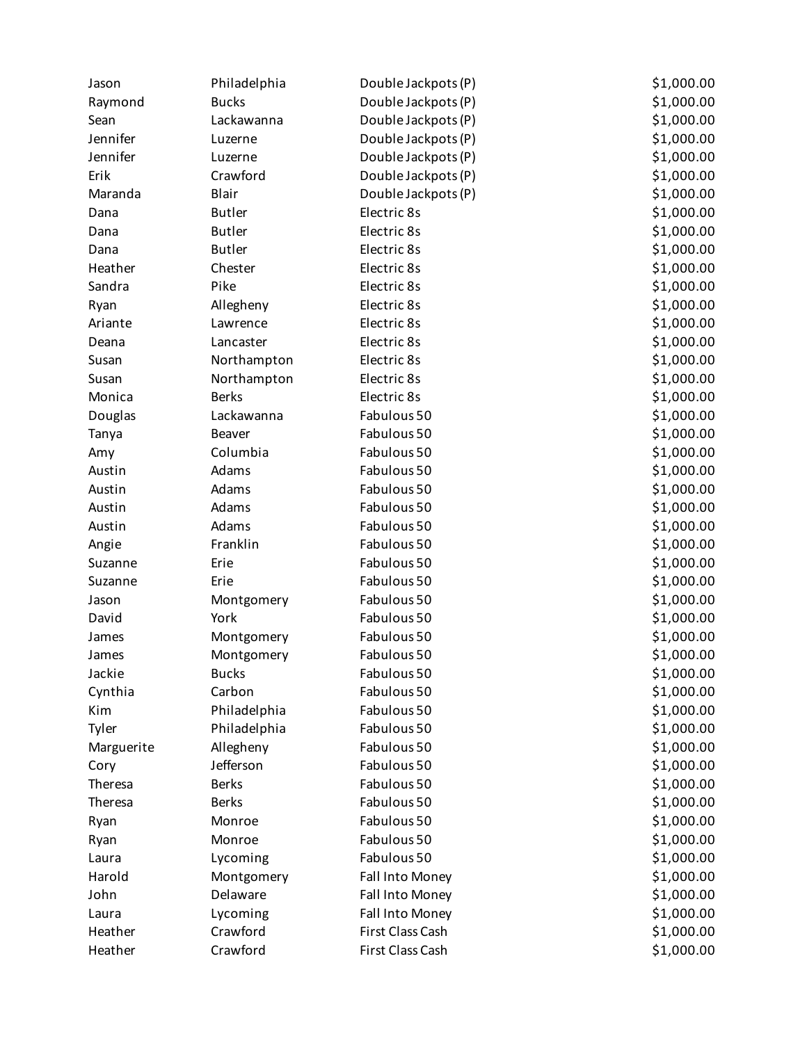| | | | |
|---|---|---|---|
| Jason | Philadelphia | Double Jackpots (P) | $1,000.00 |
| Raymond | Bucks | Double Jackpots (P) | $1,000.00 |
| Sean | Lackawanna | Double Jackpots (P) | $1,000.00 |
| Jennifer | Luzerne | Double Jackpots (P) | $1,000.00 |
| Jennifer | Luzerne | Double Jackpots (P) | $1,000.00 |
| Erik | Crawford | Double Jackpots (P) | $1,000.00 |
| Maranda | Blair | Double Jackpots (P) | $1,000.00 |
| Dana | Butler | Electric 8s | $1,000.00 |
| Dana | Butler | Electric 8s | $1,000.00 |
| Dana | Butler | Electric 8s | $1,000.00 |
| Heather | Chester | Electric 8s | $1,000.00 |
| Sandra | Pike | Electric 8s | $1,000.00 |
| Ryan | Allegheny | Electric 8s | $1,000.00 |
| Ariante | Lawrence | Electric 8s | $1,000.00 |
| Deana | Lancaster | Electric 8s | $1,000.00 |
| Susan | Northampton | Electric 8s | $1,000.00 |
| Susan | Northampton | Electric 8s | $1,000.00 |
| Monica | Berks | Electric 8s | $1,000.00 |
| Douglas | Lackawanna | Fabulous 50 | $1,000.00 |
| Tanya | Beaver | Fabulous 50 | $1,000.00 |
| Amy | Columbia | Fabulous 50 | $1,000.00 |
| Austin | Adams | Fabulous 50 | $1,000.00 |
| Austin | Adams | Fabulous 50 | $1,000.00 |
| Austin | Adams | Fabulous 50 | $1,000.00 |
| Austin | Adams | Fabulous 50 | $1,000.00 |
| Angie | Franklin | Fabulous 50 | $1,000.00 |
| Suzanne | Erie | Fabulous 50 | $1,000.00 |
| Suzanne | Erie | Fabulous 50 | $1,000.00 |
| Jason | Montgomery | Fabulous 50 | $1,000.00 |
| David | York | Fabulous 50 | $1,000.00 |
| James | Montgomery | Fabulous 50 | $1,000.00 |
| James | Montgomery | Fabulous 50 | $1,000.00 |
| Jackie | Bucks | Fabulous 50 | $1,000.00 |
| Cynthia | Carbon | Fabulous 50 | $1,000.00 |
| Kim | Philadelphia | Fabulous 50 | $1,000.00 |
| Tyler | Philadelphia | Fabulous 50 | $1,000.00 |
| Marguerite | Allegheny | Fabulous 50 | $1,000.00 |
| Cory | Jefferson | Fabulous 50 | $1,000.00 |
| Theresa | Berks | Fabulous 50 | $1,000.00 |
| Theresa | Berks | Fabulous 50 | $1,000.00 |
| Ryan | Monroe | Fabulous 50 | $1,000.00 |
| Ryan | Monroe | Fabulous 50 | $1,000.00 |
| Laura | Lycoming | Fabulous 50 | $1,000.00 |
| Harold | Montgomery | Fall Into Money | $1,000.00 |
| John | Delaware | Fall Into Money | $1,000.00 |
| Laura | Lycoming | Fall Into Money | $1,000.00 |
| Heather | Crawford | First Class Cash | $1,000.00 |
| Heather | Crawford | First Class Cash | $1,000.00 |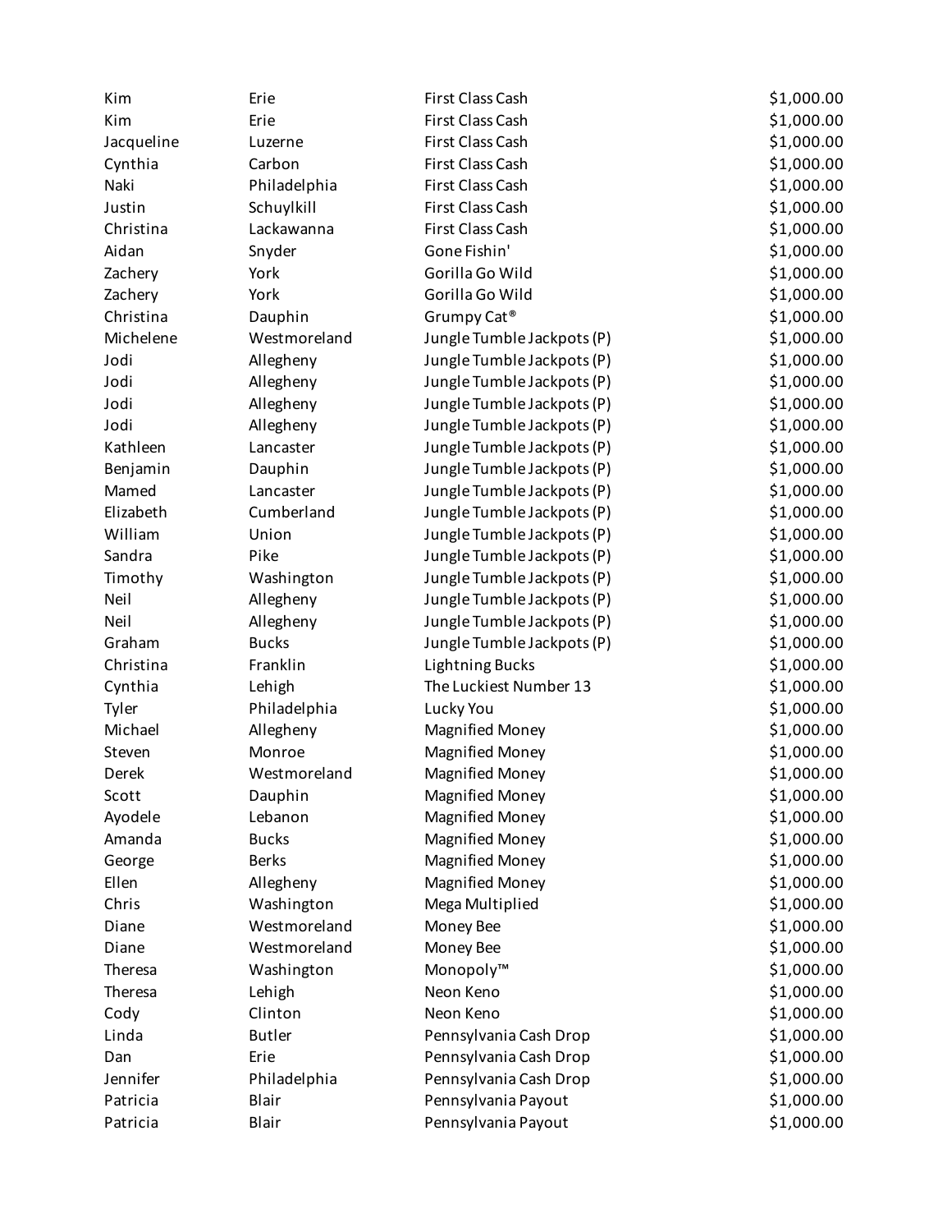| | | | |
|---|---|---|---|
| Kim | Erie | First Class Cash | $1,000.00 |
| Kim | Erie | First Class Cash | $1,000.00 |
| Jacqueline | Luzerne | First Class Cash | $1,000.00 |
| Cynthia | Carbon | First Class Cash | $1,000.00 |
| Naki | Philadelphia | First Class Cash | $1,000.00 |
| Justin | Schuylkill | First Class Cash | $1,000.00 |
| Christina | Lackawanna | First Class Cash | $1,000.00 |
| Aidan | Snyder | Gone Fishin' | $1,000.00 |
| Zachery | York | Gorilla Go Wild | $1,000.00 |
| Zachery | York | Gorilla Go Wild | $1,000.00 |
| Christina | Dauphin | Grumpy Cat® | $1,000.00 |
| Michelene | Westmoreland | Jungle Tumble Jackpots (P) | $1,000.00 |
| Jodi | Allegheny | Jungle Tumble Jackpots (P) | $1,000.00 |
| Jodi | Allegheny | Jungle Tumble Jackpots (P) | $1,000.00 |
| Jodi | Allegheny | Jungle Tumble Jackpots (P) | $1,000.00 |
| Jodi | Allegheny | Jungle Tumble Jackpots (P) | $1,000.00 |
| Kathleen | Lancaster | Jungle Tumble Jackpots (P) | $1,000.00 |
| Benjamin | Dauphin | Jungle Tumble Jackpots (P) | $1,000.00 |
| Mamed | Lancaster | Jungle Tumble Jackpots (P) | $1,000.00 |
| Elizabeth | Cumberland | Jungle Tumble Jackpots (P) | $1,000.00 |
| William | Union | Jungle Tumble Jackpots (P) | $1,000.00 |
| Sandra | Pike | Jungle Tumble Jackpots (P) | $1,000.00 |
| Timothy | Washington | Jungle Tumble Jackpots (P) | $1,000.00 |
| Neil | Allegheny | Jungle Tumble Jackpots (P) | $1,000.00 |
| Neil | Allegheny | Jungle Tumble Jackpots (P) | $1,000.00 |
| Graham | Bucks | Jungle Tumble Jackpots (P) | $1,000.00 |
| Christina | Franklin | Lightning Bucks | $1,000.00 |
| Cynthia | Lehigh | The Luckiest Number 13 | $1,000.00 |
| Tyler | Philadelphia | Lucky You | $1,000.00 |
| Michael | Allegheny | Magnified Money | $1,000.00 |
| Steven | Monroe | Magnified Money | $1,000.00 |
| Derek | Westmoreland | Magnified Money | $1,000.00 |
| Scott | Dauphin | Magnified Money | $1,000.00 |
| Ayodele | Lebanon | Magnified Money | $1,000.00 |
| Amanda | Bucks | Magnified Money | $1,000.00 |
| George | Berks | Magnified Money | $1,000.00 |
| Ellen | Allegheny | Magnified Money | $1,000.00 |
| Chris | Washington | Mega Multiplied | $1,000.00 |
| Diane | Westmoreland | Money Bee | $1,000.00 |
| Diane | Westmoreland | Money Bee | $1,000.00 |
| Theresa | Washington | Monopoly™ | $1,000.00 |
| Theresa | Lehigh | Neon Keno | $1,000.00 |
| Cody | Clinton | Neon Keno | $1,000.00 |
| Linda | Butler | Pennsylvania Cash Drop | $1,000.00 |
| Dan | Erie | Pennsylvania Cash Drop | $1,000.00 |
| Jennifer | Philadelphia | Pennsylvania Cash Drop | $1,000.00 |
| Patricia | Blair | Pennsylvania Payout | $1,000.00 |
| Patricia | Blair | Pennsylvania Payout | $1,000.00 |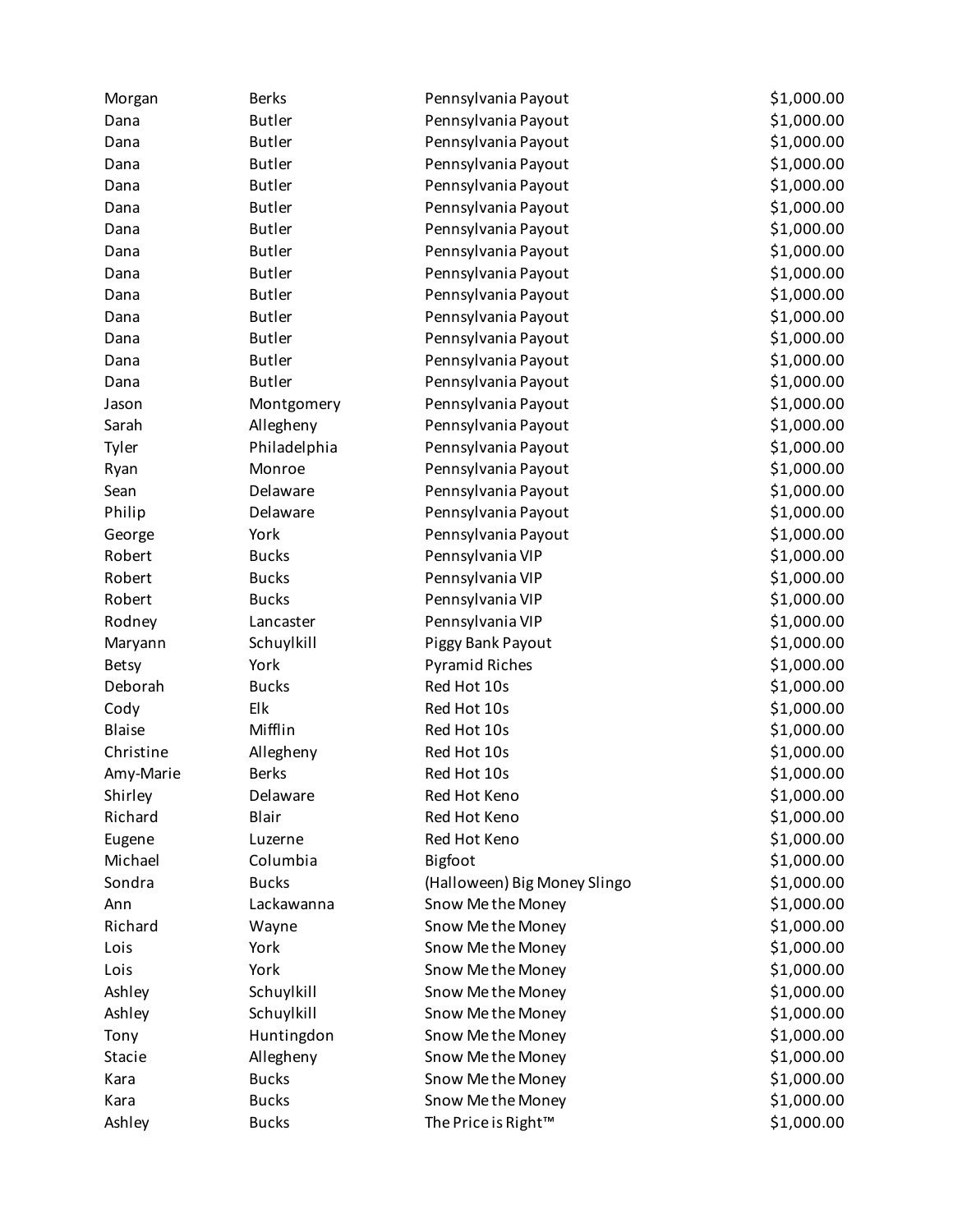| | | | |
|---|---|---|---|
| Morgan | Berks | Pennsylvania Payout | $1,000.00 |
| Dana | Butler | Pennsylvania Payout | $1,000.00 |
| Dana | Butler | Pennsylvania Payout | $1,000.00 |
| Dana | Butler | Pennsylvania Payout | $1,000.00 |
| Dana | Butler | Pennsylvania Payout | $1,000.00 |
| Dana | Butler | Pennsylvania Payout | $1,000.00 |
| Dana | Butler | Pennsylvania Payout | $1,000.00 |
| Dana | Butler | Pennsylvania Payout | $1,000.00 |
| Dana | Butler | Pennsylvania Payout | $1,000.00 |
| Dana | Butler | Pennsylvania Payout | $1,000.00 |
| Dana | Butler | Pennsylvania Payout | $1,000.00 |
| Dana | Butler | Pennsylvania Payout | $1,000.00 |
| Dana | Butler | Pennsylvania Payout | $1,000.00 |
| Dana | Butler | Pennsylvania Payout | $1,000.00 |
| Jason | Montgomery | Pennsylvania Payout | $1,000.00 |
| Sarah | Allegheny | Pennsylvania Payout | $1,000.00 |
| Tyler | Philadelphia | Pennsylvania Payout | $1,000.00 |
| Ryan | Monroe | Pennsylvania Payout | $1,000.00 |
| Sean | Delaware | Pennsylvania Payout | $1,000.00 |
| Philip | Delaware | Pennsylvania Payout | $1,000.00 |
| George | York | Pennsylvania Payout | $1,000.00 |
| Robert | Bucks | Pennsylvania VIP | $1,000.00 |
| Robert | Bucks | Pennsylvania VIP | $1,000.00 |
| Robert | Bucks | Pennsylvania VIP | $1,000.00 |
| Rodney | Lancaster | Pennsylvania VIP | $1,000.00 |
| Maryann | Schuylkill | Piggy Bank Payout | $1,000.00 |
| Betsy | York | Pyramid Riches | $1,000.00 |
| Deborah | Bucks | Red Hot 10s | $1,000.00 |
| Cody | Elk | Red Hot 10s | $1,000.00 |
| Blaise | Mifflin | Red Hot 10s | $1,000.00 |
| Christine | Allegheny | Red Hot 10s | $1,000.00 |
| Amy-Marie | Berks | Red Hot 10s | $1,000.00 |
| Shirley | Delaware | Red Hot Keno | $1,000.00 |
| Richard | Blair | Red Hot Keno | $1,000.00 |
| Eugene | Luzerne | Red Hot Keno | $1,000.00 |
| Michael | Columbia | Bigfoot | $1,000.00 |
| Sondra | Bucks | (Halloween) Big Money Slingo | $1,000.00 |
| Ann | Lackawanna | Snow Me the Money | $1,000.00 |
| Richard | Wayne | Snow Me the Money | $1,000.00 |
| Lois | York | Snow Me the Money | $1,000.00 |
| Lois | York | Snow Me the Money | $1,000.00 |
| Ashley | Schuylkill | Snow Me the Money | $1,000.00 |
| Ashley | Schuylkill | Snow Me the Money | $1,000.00 |
| Tony | Huntingdon | Snow Me the Money | $1,000.00 |
| Stacie | Allegheny | Snow Me the Money | $1,000.00 |
| Kara | Bucks | Snow Me the Money | $1,000.00 |
| Kara | Bucks | Snow Me the Money | $1,000.00 |
| Ashley | Bucks | The Price is Right™ | $1,000.00 |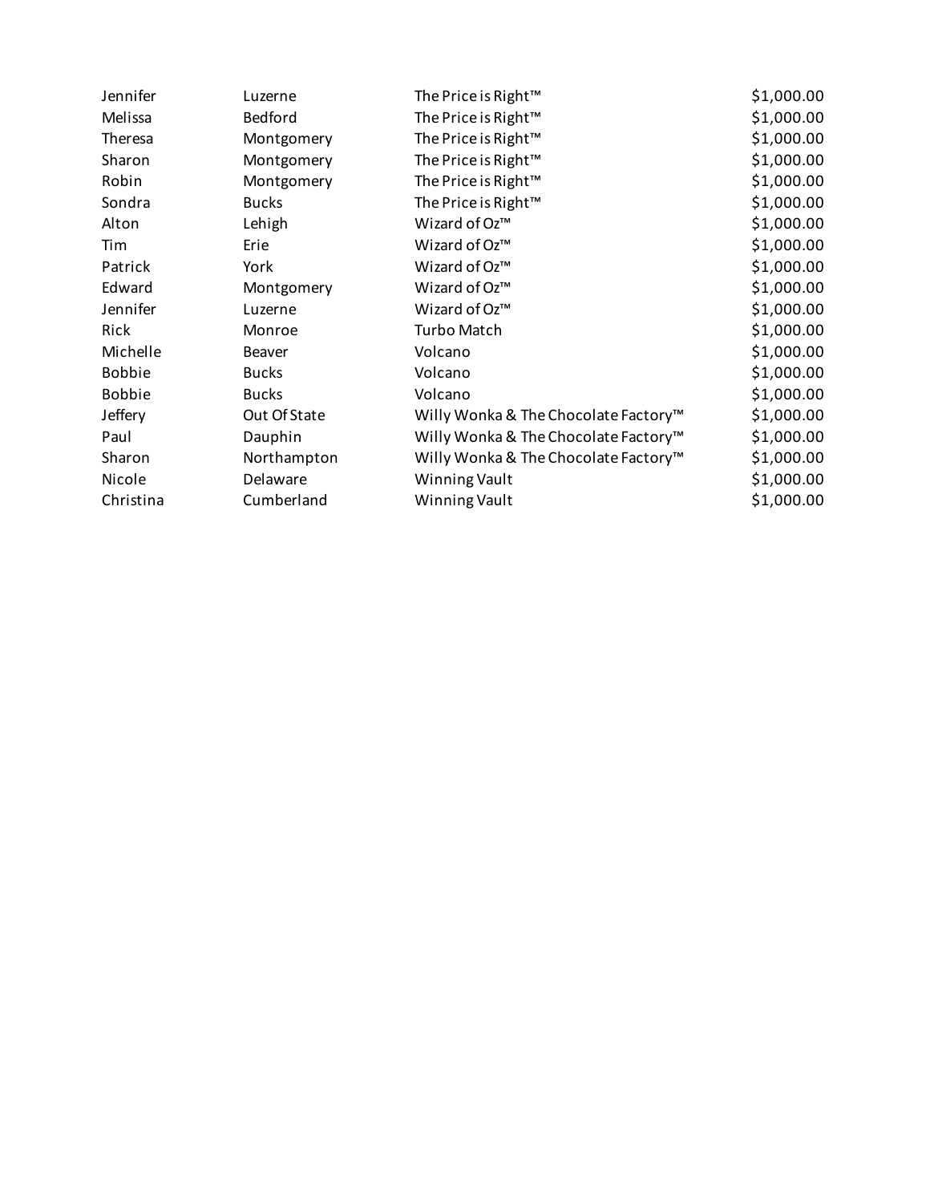| | | | |
|---|---|---|---|
| Jennifer | Luzerne | The Price is Right™ | $1,000.00 |
| Melissa | Bedford | The Price is Right™ | $1,000.00 |
| Theresa | Montgomery | The Price is Right™ | $1,000.00 |
| Sharon | Montgomery | The Price is Right™ | $1,000.00 |
| Robin | Montgomery | The Price is Right™ | $1,000.00 |
| Sondra | Bucks | The Price is Right™ | $1,000.00 |
| Alton | Lehigh | Wizard of Oz™ | $1,000.00 |
| Tim | Erie | Wizard of Oz™ | $1,000.00 |
| Patrick | York | Wizard of Oz™ | $1,000.00 |
| Edward | Montgomery | Wizard of Oz™ | $1,000.00 |
| Jennifer | Luzerne | Wizard of Oz™ | $1,000.00 |
| Rick | Monroe | Turbo Match | $1,000.00 |
| Michelle | Beaver | Volcano | $1,000.00 |
| Bobbie | Bucks | Volcano | $1,000.00 |
| Bobbie | Bucks | Volcano | $1,000.00 |
| Jeffery | Out Of State | Willy Wonka & The Chocolate Factory™ | $1,000.00 |
| Paul | Dauphin | Willy Wonka & The Chocolate Factory™ | $1,000.00 |
| Sharon | Northampton | Willy Wonka & The Chocolate Factory™ | $1,000.00 |
| Nicole | Delaware | Winning Vault | $1,000.00 |
| Christina | Cumberland | Winning Vault | $1,000.00 |